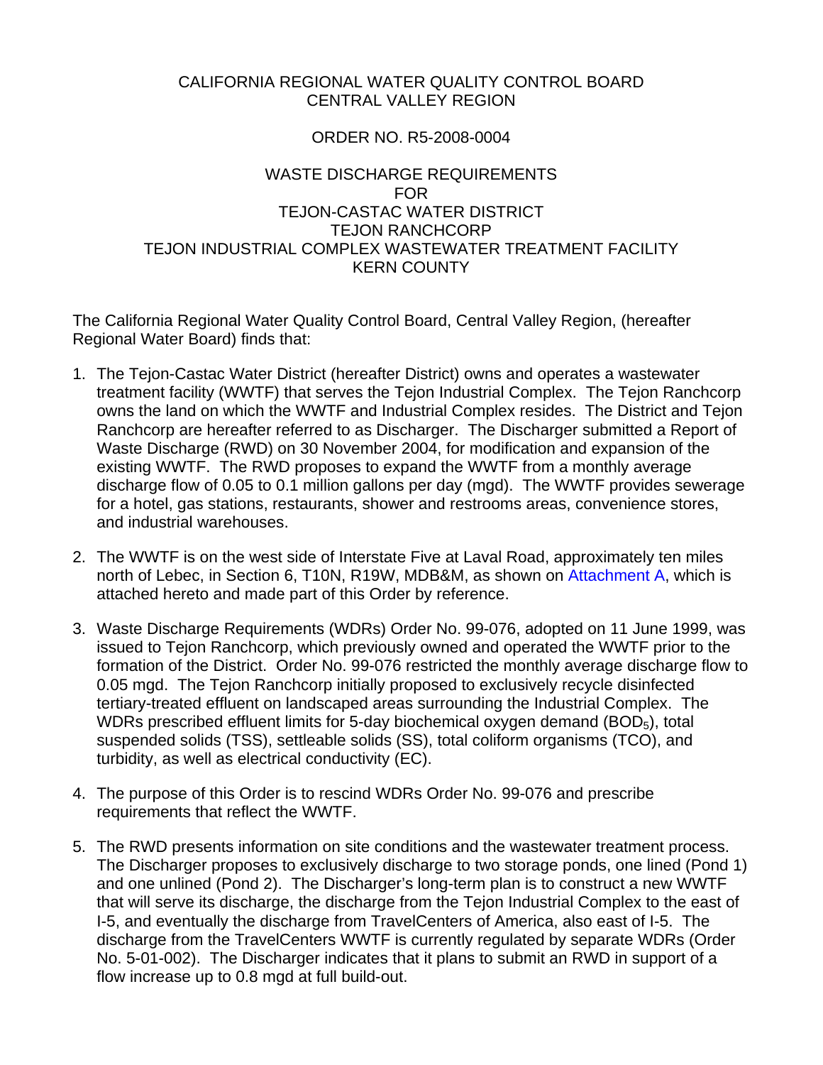CALIFORNIA REGIONAL WATER QUALITY CONTROL BOARD
CENTRAL VALLEY REGION

ORDER NO. R5-2008-0004

WASTE DISCHARGE REQUIREMENTS
FOR
TEJON-CASTAC WATER DISTRICT
TEJON RANCHCORP
TEJON INDUSTRIAL COMPLEX WASTEWATER TREATMENT FACILITY
KERN COUNTY

The California Regional Water Quality Control Board, Central Valley Region, (hereafter Regional Water Board) finds that:

1. The Tejon-Castac Water District (hereafter District) owns and operates a wastewater treatment facility (WWTF) that serves the Tejon Industrial Complex. The Tejon Ranchcorp owns the land on which the WWTF and Industrial Complex resides. The District and Tejon Ranchcorp are hereafter referred to as Discharger. The Discharger submitted a Report of Waste Discharge (RWD) on 30 November 2004, for modification and expansion of the existing WWTF. The RWD proposes to expand the WWTF from a monthly average discharge flow of 0.05 to 0.1 million gallons per day (mgd). The WWTF provides sewerage for a hotel, gas stations, restaurants, shower and restrooms areas, convenience stores, and industrial warehouses.

2. The WWTF is on the west side of Interstate Five at Laval Road, approximately ten miles north of Lebec, in Section 6, T10N, R19W, MDB&M, as shown on Attachment A, which is attached hereto and made part of this Order by reference.

3. Waste Discharge Requirements (WDRs) Order No. 99-076, adopted on 11 June 1999, was issued to Tejon Ranchcorp, which previously owned and operated the WWTF prior to the formation of the District. Order No. 99-076 restricted the monthly average discharge flow to 0.05 mgd. The Tejon Ranchcorp initially proposed to exclusively recycle disinfected tertiary-treated effluent on landscaped areas surrounding the Industrial Complex. The WDRs prescribed effluent limits for 5-day biochemical oxygen demand ($BOD_5$), total suspended solids (TSS), settleable solids (SS), total coliform organisms (TCO), and turbidity, as well as electrical conductivity (EC).

4. The purpose of this Order is to rescind WDRs Order No. 99-076 and prescribe requirements that reflect the WWTF.

5. The RWD presents information on site conditions and the wastewater treatment process. The Discharger proposes to exclusively discharge to two storage ponds, one lined (Pond 1) and one unlined (Pond 2). The Discharger's long-term plan is to construct a new WWTF that will serve its discharge, the discharge from the Tejon Industrial Complex to the east of I-5, and eventually the discharge from TravelCenters of America, also east of I-5. The discharge from the TravelCenters WWTF is currently regulated by separate WDRs (Order No. 5-01-002). The Discharger indicates that it plans to submit an RWD in support of a flow increase up to 0.8 mgd at full build-out.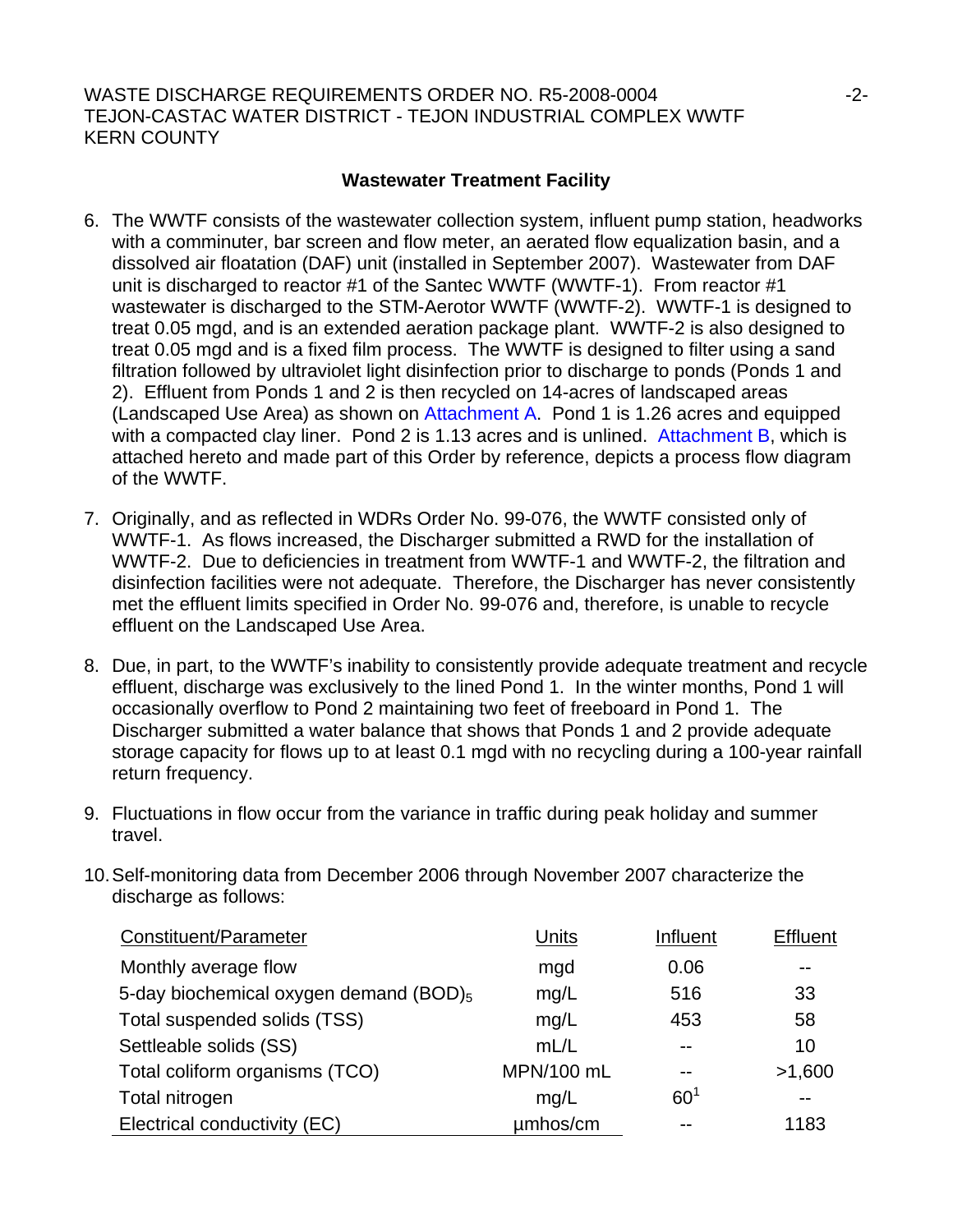## Wastewater Treatment Facility

6. The WWTF consists of the wastewater collection system, influent pump station, headworks with a comminuter, bar screen and flow meter, an aerated flow equalization basin, and a dissolved air floatation (DAF) unit (installed in September 2007). Wastewater from DAF unit is discharged to reactor #1 of the Santec WWTF (WWTF-1). From reactor #1 wastewater is discharged to the STM-Aerotor WWTF (WWTF-2). WWTF-1 is designed to treat 0.05 mgd, and is an extended aeration package plant. WWTF-2 is also designed to treat 0.05 mgd and is a fixed film process. The WWTF is designed to filter using a sand filtration followed by ultraviolet light disinfection prior to discharge to ponds (Ponds 1 and 2). Effluent from Ponds 1 and 2 is then recycled on 14-acres of landscaped areas (Landscaped Use Area) as shown on Attachment A. Pond 1 is 1.26 acres and equipped with a compacted clay liner. Pond 2 is 1.13 acres and is unlined. Attachment B, which is attached hereto and made part of this Order by reference, depicts a process flow diagram of the WWTF.

7. Originally, and as reflected in WDRs Order No. 99-076, the WWTF consisted only of WWTF-1. As flows increased, the Discharger submitted a RWD for the installation of WWTF-2. Due to deficiencies in treatment from WWTF-1 and WWTF-2, the filtration and disinfection facilities were not adequate. Therefore, the Discharger has never consistently met the effluent limits specified in Order No. 99-076 and, therefore, is unable to recycle effluent on the Landscaped Use Area.

8. Due, in part, to the WWTF's inability to consistently provide adequate treatment and recycle effluent, discharge was exclusively to the lined Pond 1. In the winter months, Pond 1 will occasionally overflow to Pond 2 maintaining two feet of freeboard in Pond 1. The Discharger submitted a water balance that shows that Ponds 1 and 2 provide adequate storage capacity for flows up to at least 0.1 mgd with no recycling during a 100-year rainfall return frequency.

9. Fluctuations in flow occur from the variance in traffic during peak holiday and summer travel.

10. Self-monitoring data from December 2006 through November 2007 characterize the discharge as follows:

| Constituent/Parameter | Units | Influent | Effluent |
|---|---|---|---|
| Monthly average flow | mgd | 0.06 | -- |
| 5-day biochemical oxygen demand $(BOD)_5$ | mg/L | 516 | 33 |
| Total suspended solids (TSS) | mg/L | 453 | 58 |
| Settleable solids (SS) | mL/L | -- | 10 |
| Total coliform organisms (TCO) | MPN/100 mL | -- | >1,600 |
| Total nitrogen | mg/L | 60[1] | -- |
| Electrical conductivity (EC) | µmhos/cm | -- | 1183 |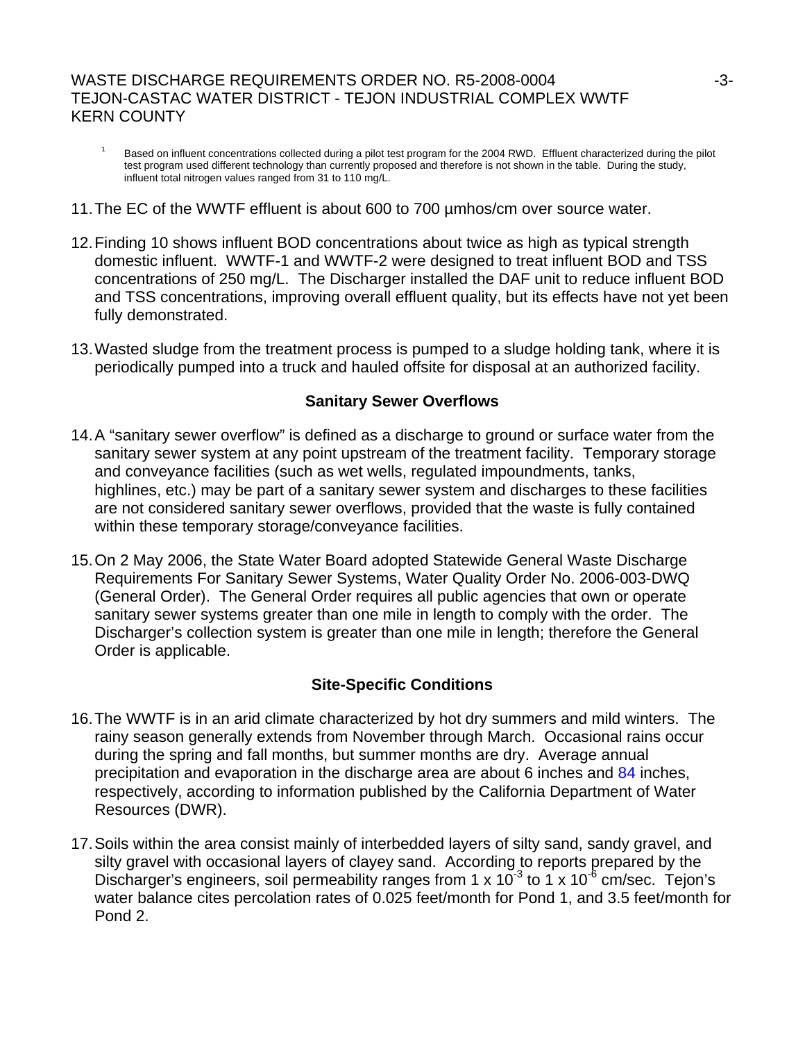[1] Based on influent concentrations collected during a pilot test program for the 2004 RWD. Effluent characterized during the pilot test program used different technology than currently proposed and therefore is not shown in the table. During the study, influent total nitrogen values ranged from 31 to 110 mg/L.

11. The EC of the WWTF effluent is about 600 to 700 µmhos/cm over source water.

12. Finding 10 shows influent BOD concentrations about twice as high as typical strength domestic influent. WWTF-1 and WWTF-2 were designed to treat influent BOD and TSS concentrations of 250 mg/L. The Discharger installed the DAF unit to reduce influent BOD and TSS concentrations, improving overall effluent quality, but its effects have not yet been fully demonstrated.

13. Wasted sludge from the treatment process is pumped to a sludge holding tank, where it is periodically pumped into a truck and hauled offsite for disposal at an authorized facility.

## Sanitary Sewer Overflows

14. A "sanitary sewer overflow" is defined as a discharge to ground or surface water from the sanitary sewer system at any point upstream of the treatment facility. Temporary storage and conveyance facilities (such as wet wells, regulated impoundments, tanks, highlines, etc.) may be part of a sanitary sewer system and discharges to these facilities are not considered sanitary sewer overflows, provided that the waste is fully contained within these temporary storage/conveyance facilities.

15. On 2 May 2006, the State Water Board adopted Statewide General Waste Discharge Requirements For Sanitary Sewer Systems, Water Quality Order No. 2006-003-DWQ (General Order). The General Order requires all public agencies that own or operate sanitary sewer systems greater than one mile in length to comply with the order. The Discharger's collection system is greater than one mile in length; therefore the General Order is applicable.

## Site-Specific Conditions

16. The WWTF is in an arid climate characterized by hot dry summers and mild winters. The rainy season generally extends from November through March. Occasional rains occur during the spring and fall months, but summer months are dry. Average annual precipitation and evaporation in the discharge area are about 6 inches and 84 inches, respectively, according to information published by the California Department of Water Resources (DWR).

17. Soils within the area consist mainly of interbedded layers of silty sand, sandy gravel, and silty gravel with occasional layers of clayey sand. According to reports prepared by the Discharger's engineers, soil permeability ranges from $1 \times 10^{-3}$ to $1 \times 10^{-6}$ cm/sec. Tejon's water balance cites percolation rates of 0.025 feet/month for Pond 1, and 3.5 feet/month for Pond 2.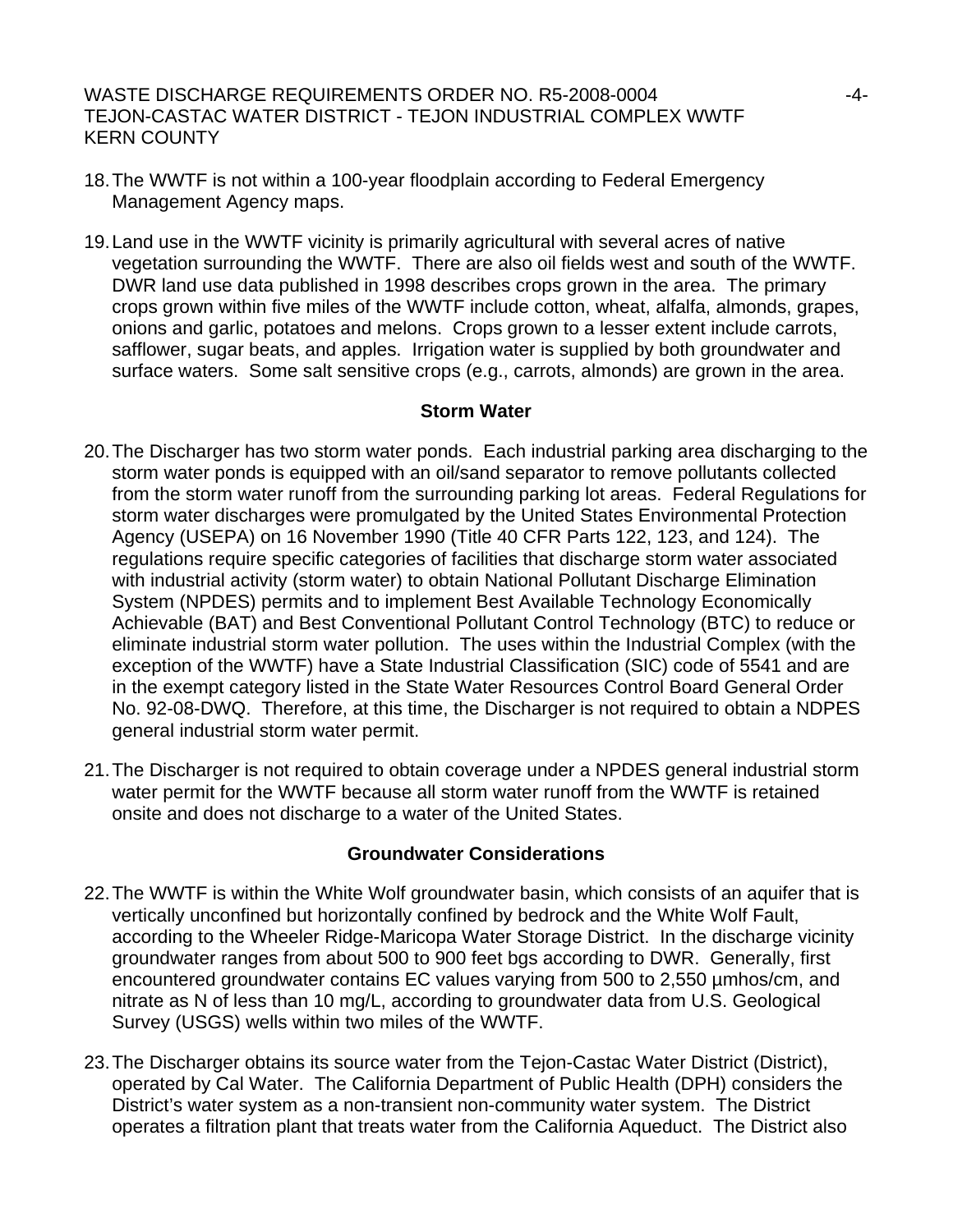18. The WWTF is not within a 100-year floodplain according to Federal Emergency Management Agency maps.

19. Land use in the WWTF vicinity is primarily agricultural with several acres of native vegetation surrounding the WWTF. There are also oil fields west and south of the WWTF. DWR land use data published in 1998 describes crops grown in the area. The primary crops grown within five miles of the WWTF include cotton, wheat, alfalfa, almonds, grapes, onions and garlic, potatoes and melons. Crops grown to a lesser extent include carrots, safflower, sugar beats, and apples. Irrigation water is supplied by both groundwater and surface waters. Some salt sensitive crops (e.g., carrots, almonds) are grown in the area.

**Storm Water**

20. The Discharger has two storm water ponds. Each industrial parking area discharging to the storm water ponds is equipped with an oil/sand separator to remove pollutants collected from the storm water runoff from the surrounding parking lot areas. Federal Regulations for storm water discharges were promulgated by the United States Environmental Protection Agency (USEPA) on 16 November 1990 (Title 40 CFR Parts 122, 123, and 124). The regulations require specific categories of facilities that discharge storm water associated with industrial activity (storm water) to obtain National Pollutant Discharge Elimination System (NPDES) permits and to implement Best Available Technology Economically Achievable (BAT) and Best Conventional Pollutant Control Technology (BTC) to reduce or eliminate industrial storm water pollution. The uses within the Industrial Complex (with the exception of the WWTF) have a State Industrial Classification (SIC) code of 5541 and are in the exempt category listed in the State Water Resources Control Board General Order No. 92-08-DWQ. Therefore, at this time, the Discharger is not required to obtain a NDPES general industrial storm water permit.

21. The Discharger is not required to obtain coverage under a NPDES general industrial storm water permit for the WWTF because all storm water runoff from the WWTF is retained onsite and does not discharge to a water of the United States.

**Groundwater Considerations**

22. The WWTF is within the White Wolf groundwater basin, which consists of an aquifer that is vertically unconfined but horizontally confined by bedrock and the White Wolf Fault, according to the Wheeler Ridge-Maricopa Water Storage District. In the discharge vicinity groundwater ranges from about 500 to 900 feet bgs according to DWR. Generally, first encountered groundwater contains EC values varying from 500 to 2,550 µmhos/cm, and nitrate as N of less than 10 mg/L, according to groundwater data from U.S. Geological Survey (USGS) wells within two miles of the WWTF.

23. The Discharger obtains its source water from the Tejon-Castac Water District (District), operated by Cal Water. The California Department of Public Health (DPH) considers the District's water system as a non-transient non-community water system. The District operates a filtration plant that treats water from the California Aqueduct. The District also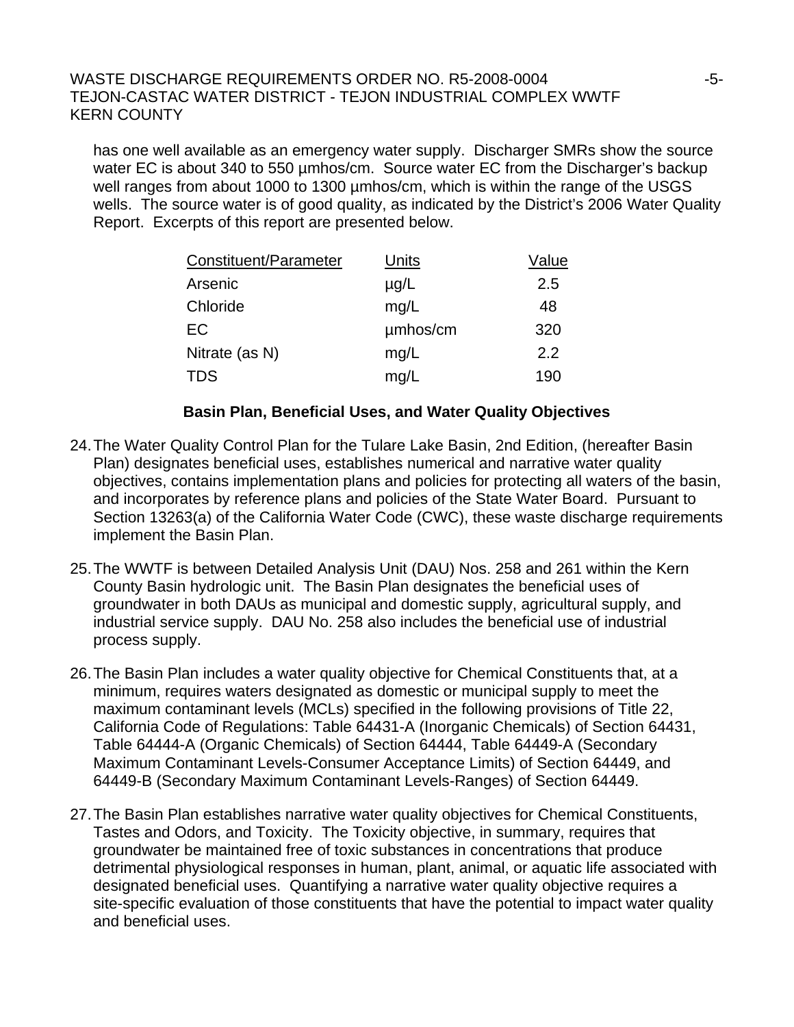has one well available as an emergency water supply. Discharger SMRs show the source water EC is about 340 to 550 µmhos/cm. Source water EC from the Discharger's backup well ranges from about 1000 to 1300 µmhos/cm, which is within the range of the USGS wells. The source water is of good quality, as indicated by the District's 2006 Water Quality Report. Excerpts of this report are presented below.

| Constituent/Parameter | Units | Value |
|---|---|---|
| Arsenic | µg/L | 2.5 |
| Chloride | mg/L | 48 |
| EC | µmhos/cm | 320 |
| Nitrate (as N) | mg/L | 2.2 |
| TDS | mg/L | 190 |

**Basin Plan, Beneficial Uses, and Water Quality Objectives**

24. The Water Quality Control Plan for the Tulare Lake Basin, 2nd Edition, (hereafter Basin Plan) designates beneficial uses, establishes numerical and narrative water quality objectives, contains implementation plans and policies for protecting all waters of the basin, and incorporates by reference plans and policies of the State Water Board. Pursuant to Section 13263(a) of the California Water Code (CWC), these waste discharge requirements implement the Basin Plan.

25. The WWTF is between Detailed Analysis Unit (DAU) Nos. 258 and 261 within the Kern County Basin hydrologic unit. The Basin Plan designates the beneficial uses of groundwater in both DAUs as municipal and domestic supply, agricultural supply, and industrial service supply. DAU No. 258 also includes the beneficial use of industrial process supply.

26. The Basin Plan includes a water quality objective for Chemical Constituents that, at a minimum, requires waters designated as domestic or municipal supply to meet the maximum contaminant levels (MCLs) specified in the following provisions of Title 22, California Code of Regulations: Table 64431-A (Inorganic Chemicals) of Section 64431, Table 64444-A (Organic Chemicals) of Section 64444, Table 64449-A (Secondary Maximum Contaminant Levels-Consumer Acceptance Limits) of Section 64449, and 64449-B (Secondary Maximum Contaminant Levels-Ranges) of Section 64449.

27. The Basin Plan establishes narrative water quality objectives for Chemical Constituents, Tastes and Odors, and Toxicity. The Toxicity objective, in summary, requires that groundwater be maintained free of toxic substances in concentrations that produce detrimental physiological responses in human, plant, animal, or aquatic life associated with designated beneficial uses. Quantifying a narrative water quality objective requires a site-specific evaluation of those constituents that have the potential to impact water quality and beneficial uses.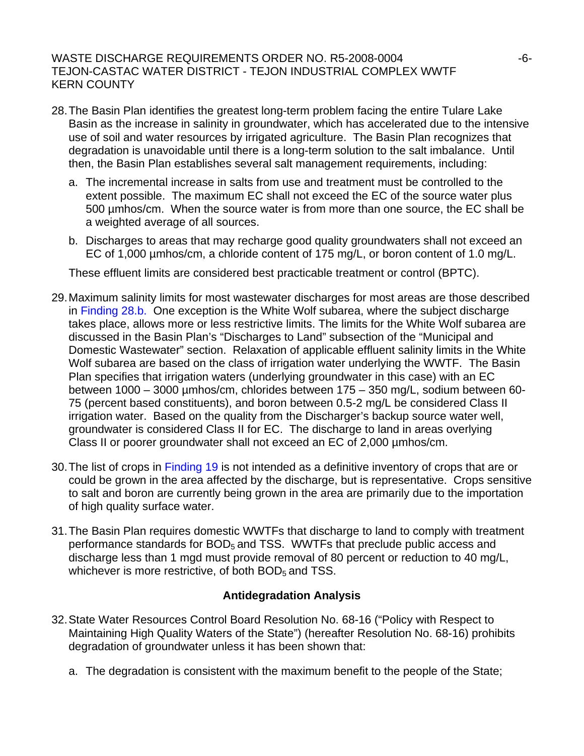28. The Basin Plan identifies the greatest long-term problem facing the entire Tulare Lake Basin as the increase in salinity in groundwater, which has accelerated due to the intensive use of soil and water resources by irrigated agriculture. The Basin Plan recognizes that degradation is unavoidable until there is a long-term solution to the salt imbalance. Until then, the Basin Plan establishes several salt management requirements, including:

    a. The incremental increase in salts from use and treatment must be controlled to the extent possible. The maximum EC shall not exceed the EC of the source water plus 500 µmhos/cm. When the source water is from more than one source, the EC shall be a weighted average of all sources.

    b. Discharges to areas that may recharge good quality groundwaters shall not exceed an EC of 1,000 µmhos/cm, a chloride content of 175 mg/L, or boron content of 1.0 mg/L.

    These effluent limits are considered best practicable treatment or control (BPTC).

29. Maximum salinity limits for most wastewater discharges for most areas are those described in Finding 28.b. One exception is the White Wolf subarea, where the subject discharge takes place, allows more or less restrictive limits. The limits for the White Wolf subarea are discussed in the Basin Plan's "Discharges to Land" subsection of the "Municipal and Domestic Wastewater" section. Relaxation of applicable effluent salinity limits in the White Wolf subarea are based on the class of irrigation water underlying the WWTF. The Basin Plan specifies that irrigation waters (underlying groundwater in this case) with an EC between 1000 – 3000 µmhos/cm, chlorides between 175 – 350 mg/L, sodium between 60-75 (percent based constituents), and boron between 0.5-2 mg/L be considered Class II irrigation water. Based on the quality from the Discharger's backup source water well, groundwater is considered Class II for EC. The discharge to land in areas overlying Class II or poorer groundwater shall not exceed an EC of 2,000 µmhos/cm.

30. The list of crops in Finding 19 is not intended as a definitive inventory of crops that are or could be grown in the area affected by the discharge, but is representative. Crops sensitive to salt and boron are currently being grown in the area are primarily due to the importation of high quality surface water.

31. The Basin Plan requires domestic WWTFs that discharge to land to comply with treatment performance standards for $BOD_5$ and TSS. WWTFs that preclude public access and discharge less than 1 mgd must provide removal of 80 percent or reduction to 40 mg/L, whichever is more restrictive, of both $BOD_5$ and TSS.

**Antidegradation Analysis**

32. State Water Resources Control Board Resolution No. 68-16 ("Policy with Respect to Maintaining High Quality Waters of the State") (hereafter Resolution No. 68-16) prohibits degradation of groundwater unless it has been shown that:

    a. The degradation is consistent with the maximum benefit to the people of the State;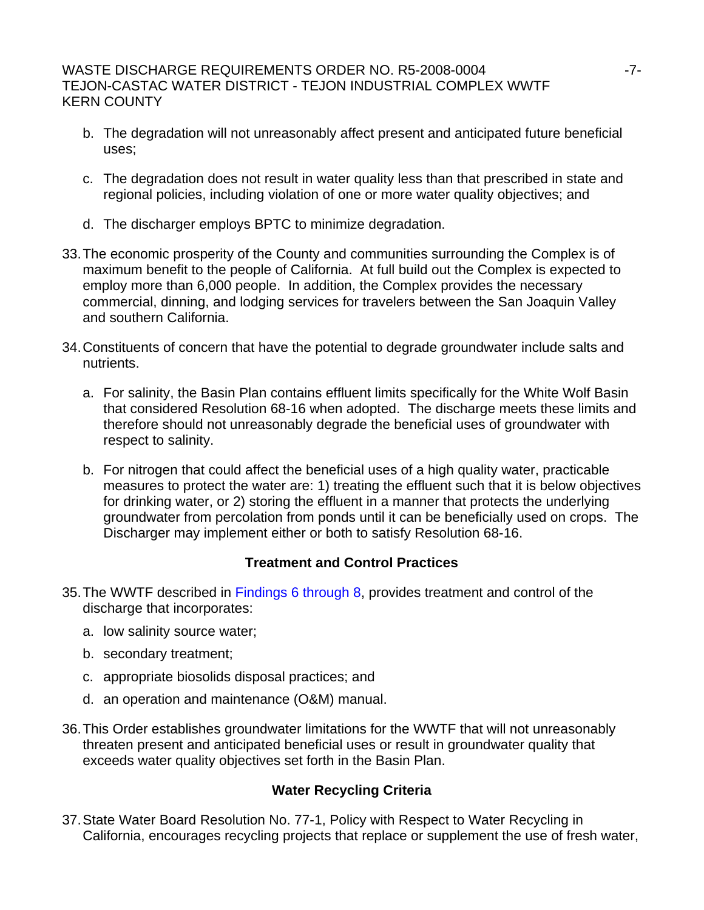b. The degradation will not unreasonably affect present and anticipated future beneficial uses;

c. The degradation does not result in water quality less than that prescribed in state and regional policies, including violation of one or more water quality objectives; and

d. The discharger employs BPTC to minimize degradation.

33. The economic prosperity of the County and communities surrounding the Complex is of maximum benefit to the people of California. At full build out the Complex is expected to employ more than 6,000 people. In addition, the Complex provides the necessary commercial, dinning, and lodging services for travelers between the San Joaquin Valley and southern California.

34. Constituents of concern that have the potential to degrade groundwater include salts and nutrients.

    a. For salinity, the Basin Plan contains effluent limits specifically for the White Wolf Basin that considered Resolution 68-16 when adopted. The discharge meets these limits and therefore should not unreasonably degrade the beneficial uses of groundwater with respect to salinity.

    b. For nitrogen that could affect the beneficial uses of a high quality water, practicable measures to protect the water are: 1) treating the effluent such that it is below objectives for drinking water, or 2) storing the effluent in a manner that protects the underlying groundwater from percolation from ponds until it can be beneficially used on crops. The Discharger may implement either or both to satisfy Resolution 68-16.

### Treatment and Control Practices

35. The WWTF described in Findings 6 through 8, provides treatment and control of the discharge that incorporates:

    a. low salinity source water;

    b. secondary treatment;

    c. appropriate biosolids disposal practices; and

    d. an operation and maintenance (O&M) manual.

36. This Order establishes groundwater limitations for the WWTF that will not unreasonably threaten present and anticipated beneficial uses or result in groundwater quality that exceeds water quality objectives set forth in the Basin Plan.

### Water Recycling Criteria

37. State Water Board Resolution No. 77-1, Policy with Respect to Water Recycling in California, encourages recycling projects that replace or supplement the use of fresh water,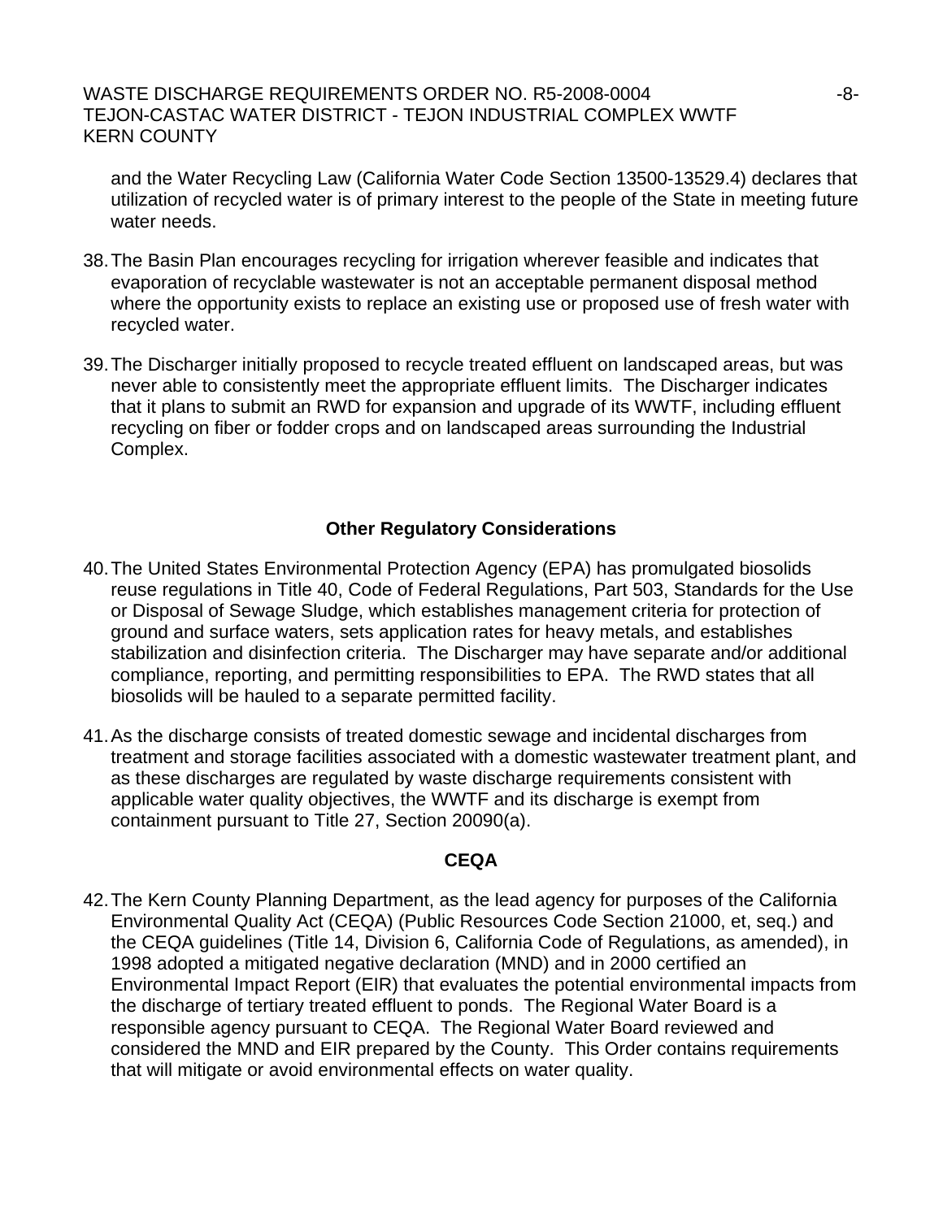and the Water Recycling Law (California Water Code Section 13500-13529.4) declares that utilization of recycled water is of primary interest to the people of the State in meeting future water needs.

38. The Basin Plan encourages recycling for irrigation wherever feasible and indicates that evaporation of recyclable wastewater is not an acceptable permanent disposal method where the opportunity exists to replace an existing use or proposed use of fresh water with recycled water.

39. The Discharger initially proposed to recycle treated effluent on landscaped areas, but was never able to consistently meet the appropriate effluent limits. The Discharger indicates that it plans to submit an RWD for expansion and upgrade of its WWTF, including effluent recycling on fiber or fodder crops and on landscaped areas surrounding the Industrial Complex.

## Other Regulatory Considerations

40. The United States Environmental Protection Agency (EPA) has promulgated biosolids reuse regulations in Title 40, Code of Federal Regulations, Part 503, Standards for the Use or Disposal of Sewage Sludge, which establishes management criteria for protection of ground and surface waters, sets application rates for heavy metals, and establishes stabilization and disinfection criteria. The Discharger may have separate and/or additional compliance, reporting, and permitting responsibilities to EPA. The RWD states that all biosolids will be hauled to a separate permitted facility.

41. As the discharge consists of treated domestic sewage and incidental discharges from treatment and storage facilities associated with a domestic wastewater treatment plant, and as these discharges are regulated by waste discharge requirements consistent with applicable water quality objectives, the WWTF and its discharge is exempt from containment pursuant to Title 27, Section 20090(a).

## CEQA

42. The Kern County Planning Department, as the lead agency for purposes of the California Environmental Quality Act (CEQA) (Public Resources Code Section 21000, et, seq.) and the CEQA guidelines (Title 14, Division 6, California Code of Regulations, as amended), in 1998 adopted a mitigated negative declaration (MND) and in 2000 certified an Environmental Impact Report (EIR) that evaluates the potential environmental impacts from the discharge of tertiary treated effluent to ponds. The Regional Water Board is a responsible agency pursuant to CEQA. The Regional Water Board reviewed and considered the MND and EIR prepared by the County. This Order contains requirements that will mitigate or avoid environmental effects on water quality.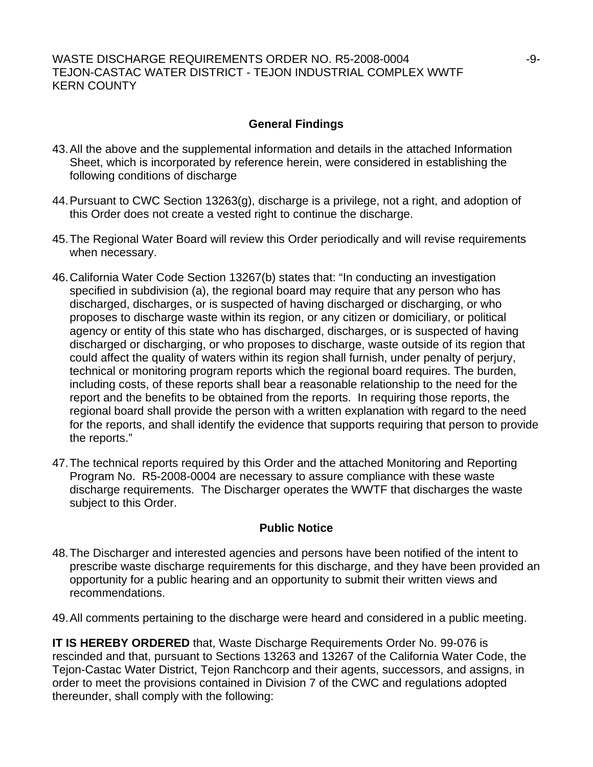## General Findings

43. All the above and the supplemental information and details in the attached Information Sheet, which is incorporated by reference herein, were considered in establishing the following conditions of discharge

44. Pursuant to CWC Section 13263(g), discharge is a privilege, not a right, and adoption of this Order does not create a vested right to continue the discharge.

45. The Regional Water Board will review this Order periodically and will revise requirements when necessary.

46. California Water Code Section 13267(b) states that: "In conducting an investigation specified in subdivision (a), the regional board may require that any person who has discharged, discharges, or is suspected of having discharged or discharging, or who proposes to discharge waste within its region, or any citizen or domiciliary, or political agency or entity of this state who has discharged, discharges, or is suspected of having discharged or discharging, or who proposes to discharge, waste outside of its region that could affect the quality of waters within its region shall furnish, under penalty of perjury, technical or monitoring program reports which the regional board requires. The burden, including costs, of these reports shall bear a reasonable relationship to the need for the report and the benefits to be obtained from the reports. In requiring those reports, the regional board shall provide the person with a written explanation with regard to the need for the reports, and shall identify the evidence that supports requiring that person to provide the reports."

47. The technical reports required by this Order and the attached Monitoring and Reporting Program No. R5-2008-0004 are necessary to assure compliance with these waste discharge requirements. The Discharger operates the WWTF that discharges the waste subject to this Order.

## Public Notice

48. The Discharger and interested agencies and persons have been notified of the intent to prescribe waste discharge requirements for this discharge, and they have been provided an opportunity for a public hearing and an opportunity to submit their written views and recommendations.

49. All comments pertaining to the discharge were heard and considered in a public meeting.

**IT IS HEREBY ORDERED** that, Waste Discharge Requirements Order No. 99-076 is rescinded and that, pursuant to Sections 13263 and 13267 of the California Water Code, the Tejon-Castac Water District, Tejon Ranchcorp and their agents, successors, and assigns, in order to meet the provisions contained in Division 7 of the CWC and regulations adopted thereunder, shall comply with the following: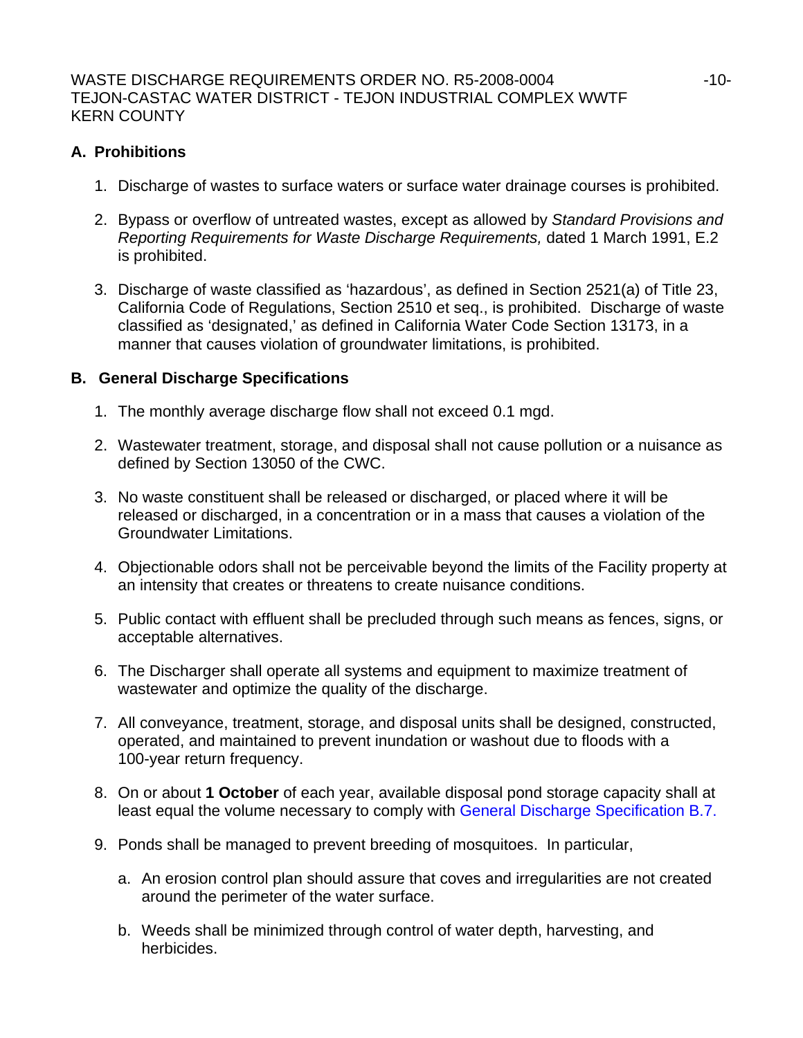## A. Prohibitions

1. Discharge of wastes to surface waters or surface water drainage courses is prohibited.

2. Bypass or overflow of untreated wastes, except as allowed by *Standard Provisions and Reporting Requirements for Waste Discharge Requirements,* dated 1 March 1991, E.2 is prohibited.

3. Discharge of waste classified as 'hazardous', as defined in Section 2521(a) of Title 23, California Code of Regulations, Section 2510 et seq., is prohibited. Discharge of waste classified as 'designated,' as defined in California Water Code Section 13173, in a manner that causes violation of groundwater limitations, is prohibited.

## B. General Discharge Specifications

1. The monthly average discharge flow shall not exceed 0.1 mgd.

2. Wastewater treatment, storage, and disposal shall not cause pollution or a nuisance as defined by Section 13050 of the CWC.

3. No waste constituent shall be released or discharged, or placed where it will be released or discharged, in a concentration or in a mass that causes a violation of the Groundwater Limitations.

4. Objectionable odors shall not be perceivable beyond the limits of the Facility property at an intensity that creates or threatens to create nuisance conditions.

5. Public contact with effluent shall be precluded through such means as fences, signs, or acceptable alternatives.

6. The Discharger shall operate all systems and equipment to maximize treatment of wastewater and optimize the quality of the discharge.

7. All conveyance, treatment, storage, and disposal units shall be designed, constructed, operated, and maintained to prevent inundation or washout due to floods with a 100-year return frequency.

8. On or about **1 October** of each year, available disposal pond storage capacity shall at least equal the volume necessary to comply with General Discharge Specification B.7.

9. Ponds shall be managed to prevent breeding of mosquitoes. In particular,

   a. An erosion control plan should assure that coves and irregularities are not created around the perimeter of the water surface.

   b. Weeds shall be minimized through control of water depth, harvesting, and herbicides.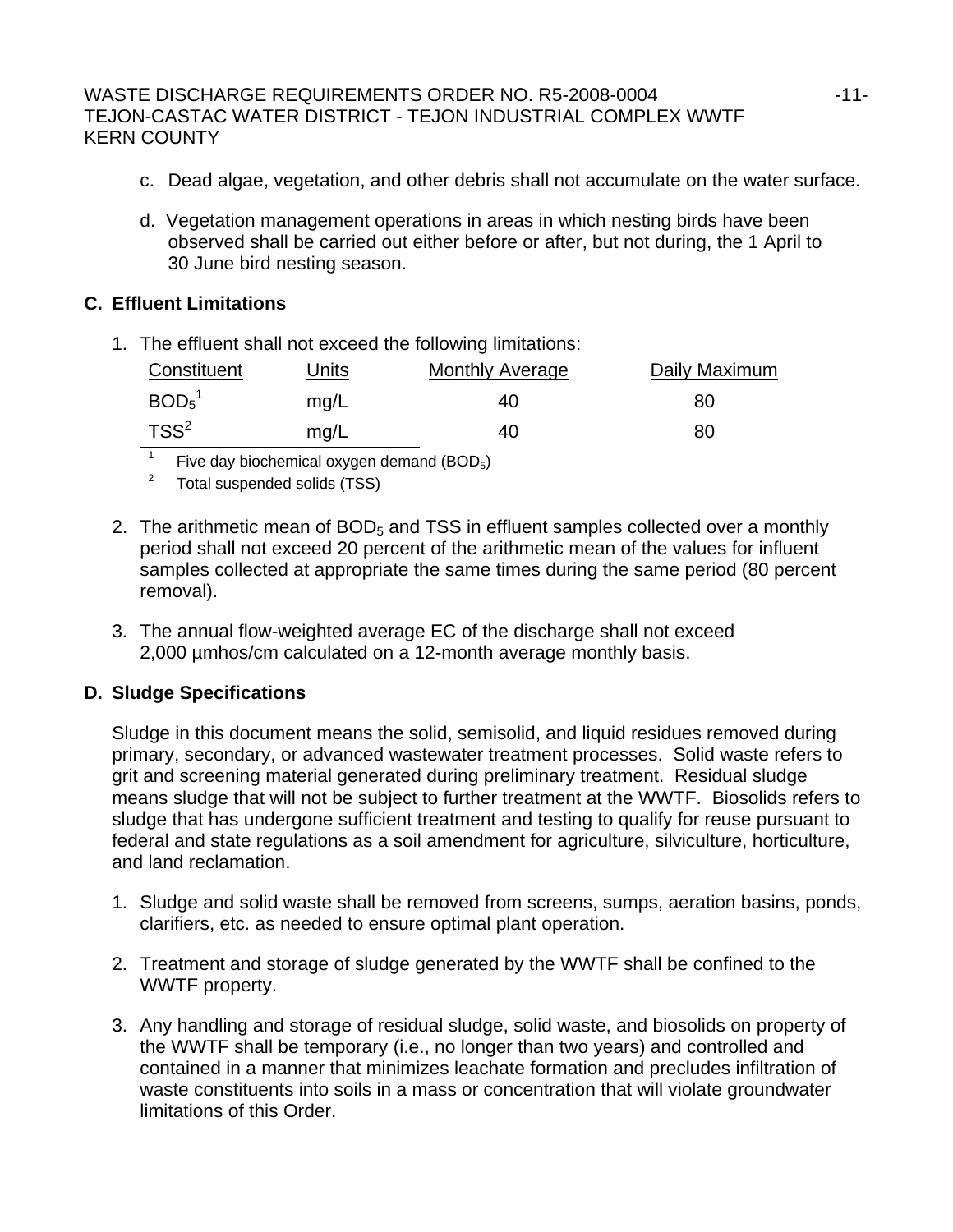c. Dead algae, vegetation, and other debris shall not accumulate on the water surface.

d. Vegetation management operations in areas in which nesting birds have been observed shall be carried out either before or after, but not during, the 1 April to 30 June bird nesting season.

## C. Effluent Limitations

1. The effluent shall not exceed the following limitations:

| Constituent | Units | Monthly Average | Daily Maximum |
|---|---|---|---|
| $BOD_5$[1] | mg/L | 40 | 80 |
| TSS[2] | mg/L | 40 | 80 |

[1] Five day biochemical oxygen demand ($BOD_5$)

[2] Total suspended solids (TSS)

2. The arithmetic mean of $BOD_5$ and TSS in effluent samples collected over a monthly period shall not exceed 20 percent of the arithmetic mean of the values for influent samples collected at appropriate the same times during the same period (80 percent removal).

3. The annual flow-weighted average EC of the discharge shall not exceed 2,000 µmhos/cm calculated on a 12-month average monthly basis.

## D. Sludge Specifications

Sludge in this document means the solid, semisolid, and liquid residues removed during primary, secondary, or advanced wastewater treatment processes. Solid waste refers to grit and screening material generated during preliminary treatment. Residual sludge means sludge that will not be subject to further treatment at the WWTF. Biosolids refers to sludge that has undergone sufficient treatment and testing to qualify for reuse pursuant to federal and state regulations as a soil amendment for agriculture, silviculture, horticulture, and land reclamation.

1. Sludge and solid waste shall be removed from screens, sumps, aeration basins, ponds, clarifiers, etc. as needed to ensure optimal plant operation.

2. Treatment and storage of sludge generated by the WWTF shall be confined to the WWTF property.

3. Any handling and storage of residual sludge, solid waste, and biosolids on property of the WWTF shall be temporary (i.e., no longer than two years) and controlled and contained in a manner that minimizes leachate formation and precludes infiltration of waste constituents into soils in a mass or concentration that will violate groundwater limitations of this Order.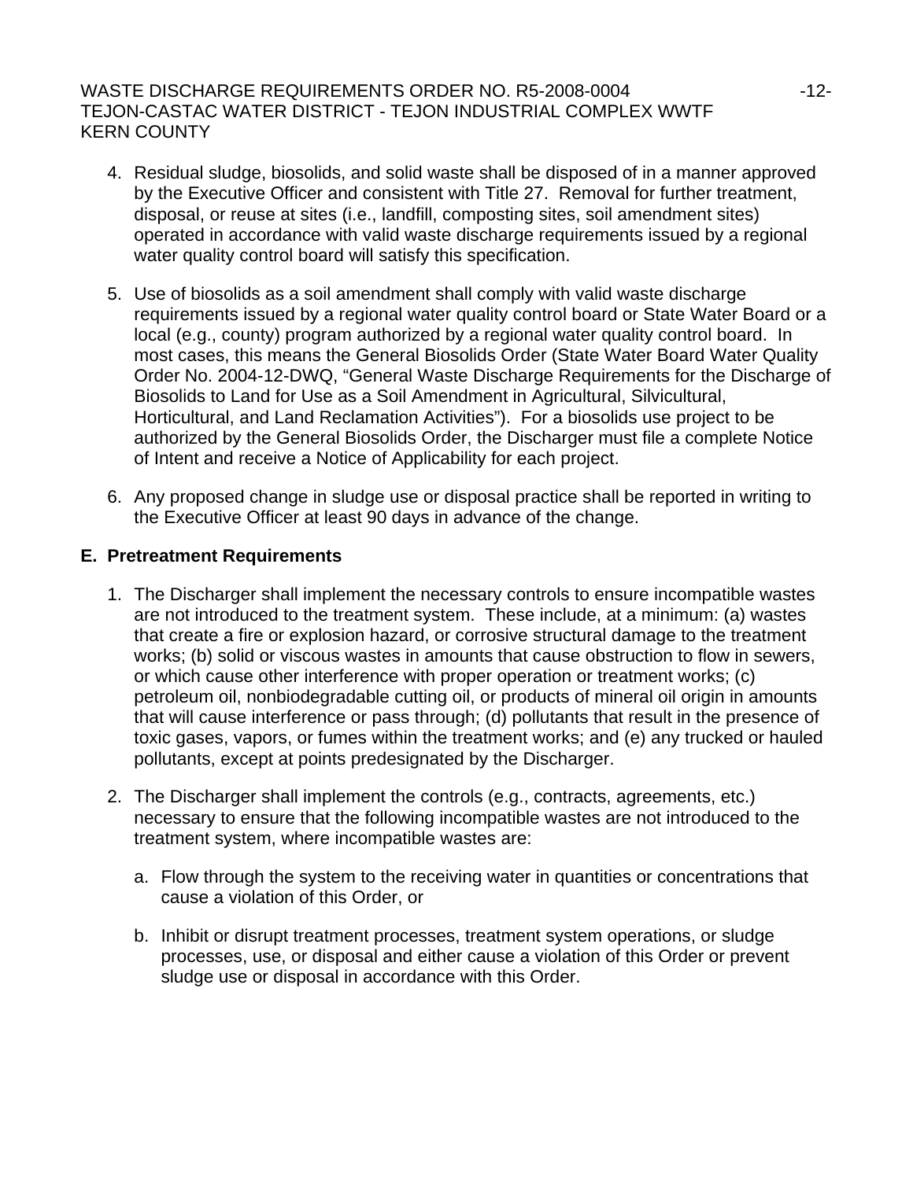4. Residual sludge, biosolids, and solid waste shall be disposed of in a manner approved by the Executive Officer and consistent with Title 27. Removal for further treatment, disposal, or reuse at sites (i.e., landfill, composting sites, soil amendment sites) operated in accordance with valid waste discharge requirements issued by a regional water quality control board will satisfy this specification.

5. Use of biosolids as a soil amendment shall comply with valid waste discharge requirements issued by a regional water quality control board or State Water Board or a local (e.g., county) program authorized by a regional water quality control board. In most cases, this means the General Biosolids Order (State Water Board Water Quality Order No. 2004-12-DWQ, "General Waste Discharge Requirements for the Discharge of Biosolids to Land for Use as a Soil Amendment in Agricultural, Silvicultural, Horticultural, and Land Reclamation Activities"). For a biosolids use project to be authorized by the General Biosolids Order, the Discharger must file a complete Notice of Intent and receive a Notice of Applicability for each project.

6. Any proposed change in sludge use or disposal practice shall be reported in writing to the Executive Officer at least 90 days in advance of the change.

## E. Pretreatment Requirements

1. The Discharger shall implement the necessary controls to ensure incompatible wastes are not introduced to the treatment system. These include, at a minimum: (a) wastes that create a fire or explosion hazard, or corrosive structural damage to the treatment works; (b) solid or viscous wastes in amounts that cause obstruction to flow in sewers, or which cause other interference with proper operation or treatment works; (c) petroleum oil, nonbiodegradable cutting oil, or products of mineral oil origin in amounts that will cause interference or pass through; (d) pollutants that result in the presence of toxic gases, vapors, or fumes within the treatment works; and (e) any trucked or hauled pollutants, except at points predesignated by the Discharger.

2. The Discharger shall implement the controls (e.g., contracts, agreements, etc.) necessary to ensure that the following incompatible wastes are not introduced to the treatment system, where incompatible wastes are:

   a. Flow through the system to the receiving water in quantities or concentrations that cause a violation of this Order, or

   b. Inhibit or disrupt treatment processes, treatment system operations, or sludge processes, use, or disposal and either cause a violation of this Order or prevent sludge use or disposal in accordance with this Order.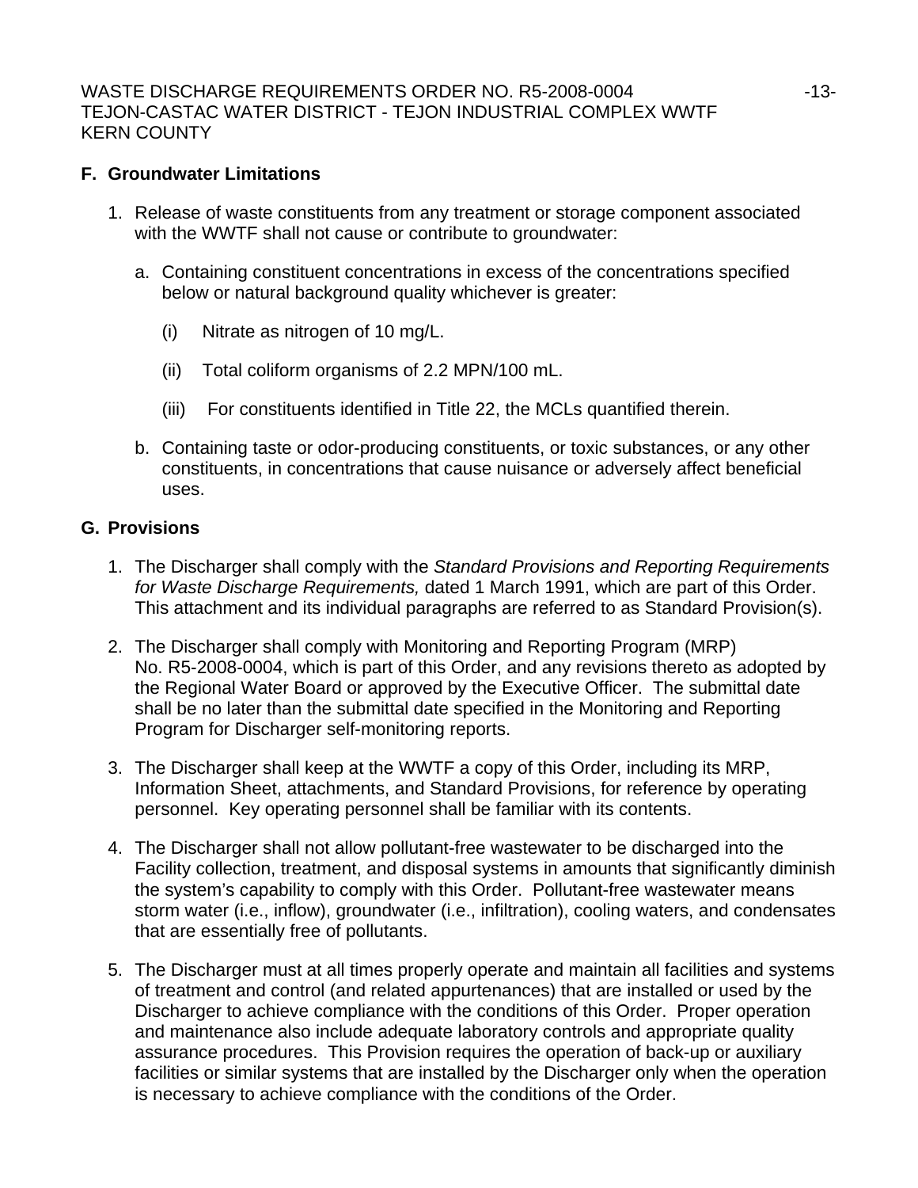## F. Groundwater Limitations

1. Release of waste constituents from any treatment or storage component associated with the WWTF shall not cause or contribute to groundwater:

   a. Containing constituent concentrations in excess of the concentrations specified below or natural background quality whichever is greater:

      (i) Nitrate as nitrogen of 10 mg/L.

      (ii) Total coliform organisms of 2.2 MPN/100 mL.

      (iii) For constituents identified in Title 22, the MCLs quantified therein.

   b. Containing taste or odor-producing constituents, or toxic substances, or any other constituents, in concentrations that cause nuisance or adversely affect beneficial uses.

## G. Provisions

1. The Discharger shall comply with the *Standard Provisions and Reporting Requirements for Waste Discharge Requirements,* dated 1 March 1991, which are part of this Order. This attachment and its individual paragraphs are referred to as Standard Provision(s).

2. The Discharger shall comply with Monitoring and Reporting Program (MRP) No. R5-2008-0004, which is part of this Order, and any revisions thereto as adopted by the Regional Water Board or approved by the Executive Officer. The submittal date shall be no later than the submittal date specified in the Monitoring and Reporting Program for Discharger self-monitoring reports.

3. The Discharger shall keep at the WWTF a copy of this Order, including its MRP, Information Sheet, attachments, and Standard Provisions, for reference by operating personnel. Key operating personnel shall be familiar with its contents.

4. The Discharger shall not allow pollutant-free wastewater to be discharged into the Facility collection, treatment, and disposal systems in amounts that significantly diminish the system's capability to comply with this Order. Pollutant-free wastewater means storm water (i.e., inflow), groundwater (i.e., infiltration), cooling waters, and condensates that are essentially free of pollutants.

5. The Discharger must at all times properly operate and maintain all facilities and systems of treatment and control (and related appurtenances) that are installed or used by the Discharger to achieve compliance with the conditions of this Order. Proper operation and maintenance also include adequate laboratory controls and appropriate quality assurance procedures. This Provision requires the operation of back-up or auxiliary facilities or similar systems that are installed by the Discharger only when the operation is necessary to achieve compliance with the conditions of the Order.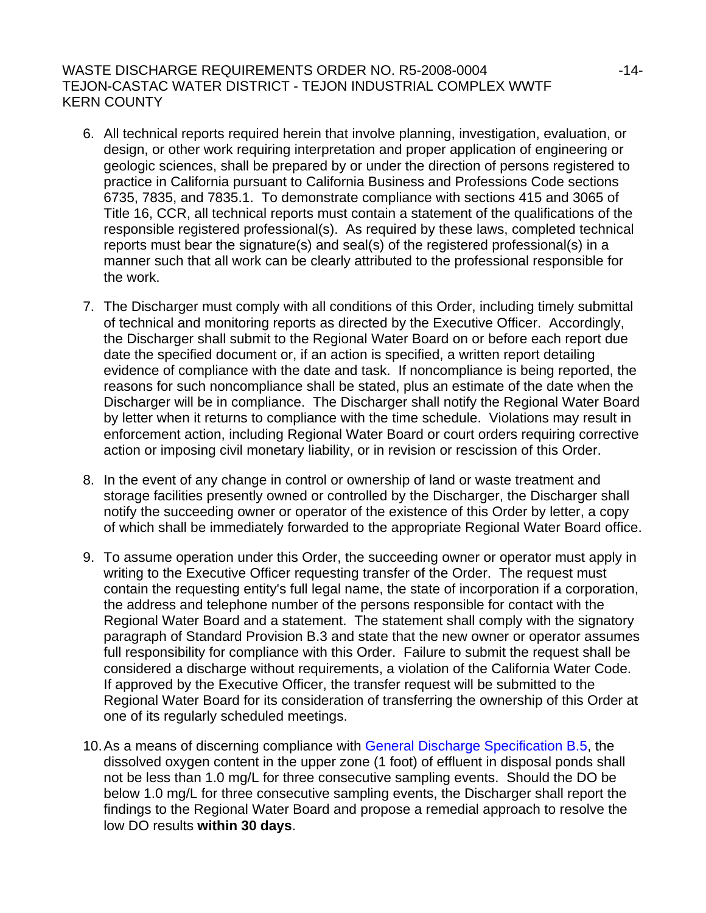6. All technical reports required herein that involve planning, investigation, evaluation, or design, or other work requiring interpretation and proper application of engineering or geologic sciences, shall be prepared by or under the direction of persons registered to practice in California pursuant to California Business and Professions Code sections 6735, 7835, and 7835.1. To demonstrate compliance with sections 415 and 3065 of Title 16, CCR, all technical reports must contain a statement of the qualifications of the responsible registered professional(s). As required by these laws, completed technical reports must bear the signature(s) and seal(s) of the registered professional(s) in a manner such that all work can be clearly attributed to the professional responsible for the work.

7. The Discharger must comply with all conditions of this Order, including timely submittal of technical and monitoring reports as directed by the Executive Officer. Accordingly, the Discharger shall submit to the Regional Water Board on or before each report due date the specified document or, if an action is specified, a written report detailing evidence of compliance with the date and task. If noncompliance is being reported, the reasons for such noncompliance shall be stated, plus an estimate of the date when the Discharger will be in compliance. The Discharger shall notify the Regional Water Board by letter when it returns to compliance with the time schedule. Violations may result in enforcement action, including Regional Water Board or court orders requiring corrective action or imposing civil monetary liability, or in revision or rescission of this Order.

8. In the event of any change in control or ownership of land or waste treatment and storage facilities presently owned or controlled by the Discharger, the Discharger shall notify the succeeding owner or operator of the existence of this Order by letter, a copy of which shall be immediately forwarded to the appropriate Regional Water Board office.

9. To assume operation under this Order, the succeeding owner or operator must apply in writing to the Executive Officer requesting transfer of the Order. The request must contain the requesting entity's full legal name, the state of incorporation if a corporation, the address and telephone number of the persons responsible for contact with the Regional Water Board and a statement. The statement shall comply with the signatory paragraph of Standard Provision B.3 and state that the new owner or operator assumes full responsibility for compliance with this Order. Failure to submit the request shall be considered a discharge without requirements, a violation of the California Water Code. If approved by the Executive Officer, the transfer request will be submitted to the Regional Water Board for its consideration of transferring the ownership of this Order at one of its regularly scheduled meetings.

10. As a means of discerning compliance with General Discharge Specification B.5, the dissolved oxygen content in the upper zone (1 foot) of effluent in disposal ponds shall not be less than 1.0 mg/L for three consecutive sampling events. Should the DO be below 1.0 mg/L for three consecutive sampling events, the Discharger shall report the findings to the Regional Water Board and propose a remedial approach to resolve the low DO results **within 30 days**.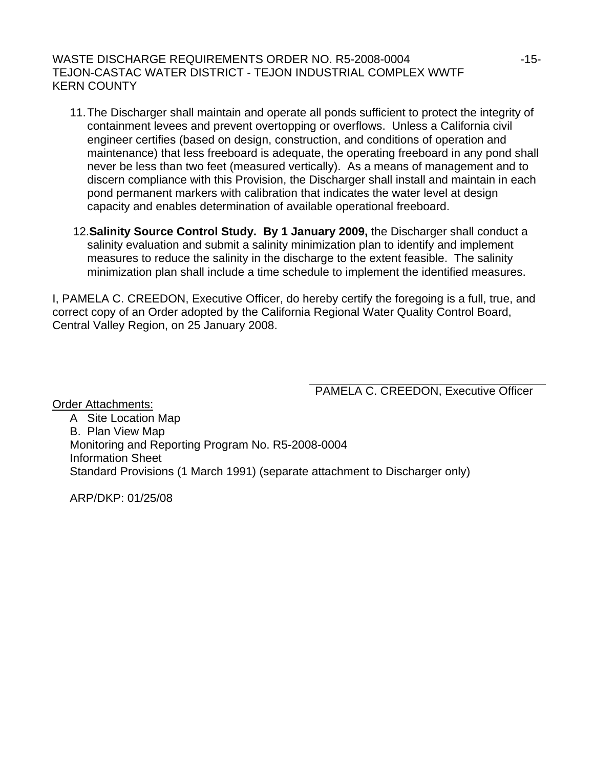11. The Discharger shall maintain and operate all ponds sufficient to protect the integrity of containment levees and prevent overtopping or overflows. Unless a California civil engineer certifies (based on design, construction, and conditions of operation and maintenance) that less freeboard is adequate, the operating freeboard in any pond shall never be less than two feet (measured vertically). As a means of management and to discern compliance with this Provision, the Discharger shall install and maintain in each pond permanent markers with calibration that indicates the water level at design capacity and enables determination of available operational freeboard.

12. **Salinity Source Control Study. By 1 January 2009,** the Discharger shall conduct a salinity evaluation and submit a salinity minimization plan to identify and implement measures to reduce the salinity in the discharge to the extent feasible. The salinity minimization plan shall include a time schedule to implement the identified measures.

I, PAMELA C. CREEDON, Executive Officer, do hereby certify the foregoing is a full, true, and correct copy of an Order adopted by the California Regional Water Quality Control Board, Central Valley Region, on 25 January 2008.

PAMELA C. CREEDON, Executive Officer

Order Attachments:

A Site Location Map  
B. Plan View Map  
Monitoring and Reporting Program No. R5-2008-0004  
Information Sheet  
Standard Provisions (1 March 1991) (separate attachment to Discharger only)

ARP/DKP: 01/25/08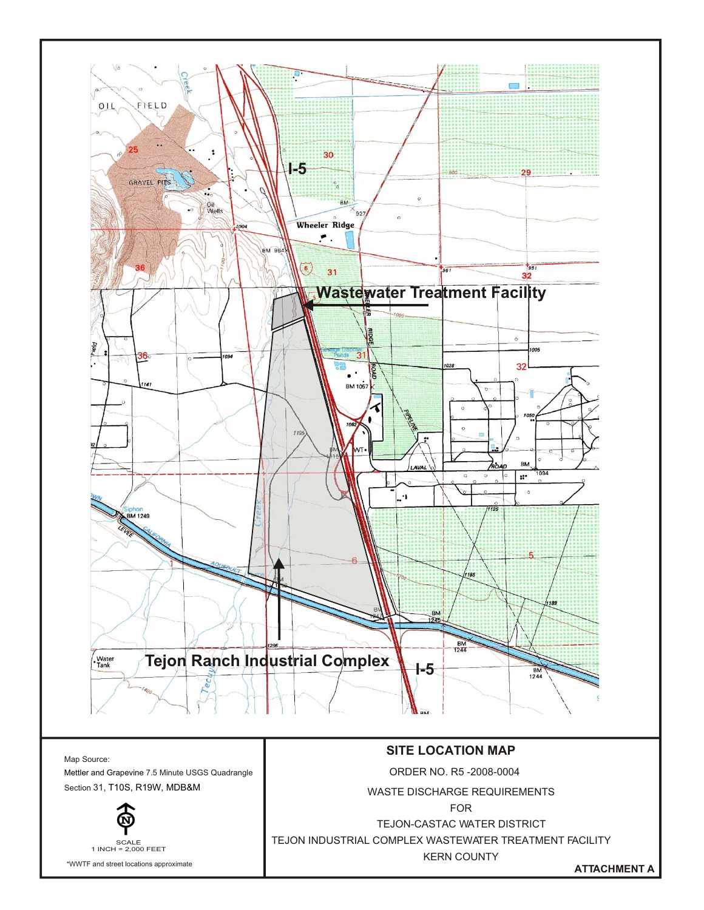Wastewater Treatment Facility

Tejon Ranch Industrial Complex

I-5

Map Source:
Mettler and Grapevine 7.5 Minute USGS Quadrangle
Section 31, T10S, R19W, MDB&M

SCALE
1 INCH = 2,000 FEET

*WWTF and street locations approximate

**SITE LOCATION MAP**

ORDER NO. R5 -2008-0004

WASTE DISCHARGE REQUIREMENTS
FOR
TEJON-CASTAC WATER DISTRICT
TEJON INDUSTRIAL COMPLEX WASTEWATER TREATMENT FACILITY
KERN COUNTY

**ATTACHMENT A**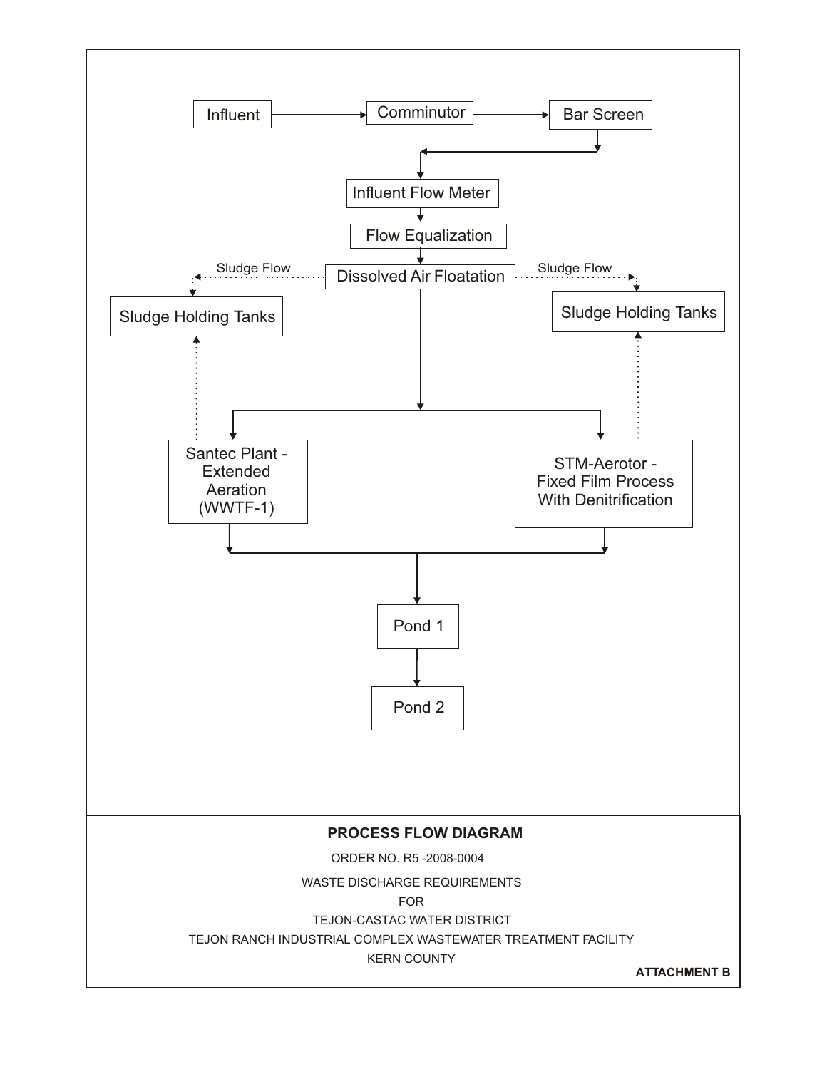Influent → Comminutor → Bar Screen

↓

Influent Flow Meter

↓

Flow Equalization

↓

Dissolved Air Floatation

- Sludge Flow → Sludge Holding Tanks (left)
- Sludge Flow → Sludge Holding Tanks (right)

↓

- Santec Plant - Extended Aeration (WWTF-1) → Sludge Holding Tanks
- STM-Aerotor - Fixed Film Process With Denitrification → Sludge Holding Tanks

↓

Pond 1

↓

Pond 2

**PROCESS FLOW DIAGRAM**

ORDER NO. R5 -2008-0004

WASTE DISCHARGE REQUIREMENTS

FOR

TEJON-CASTAC WATER DISTRICT

TEJON RANCH INDUSTRIAL COMPLEX WASTEWATER TREATMENT FACILITY

KERN COUNTY

**ATTACHMENT B**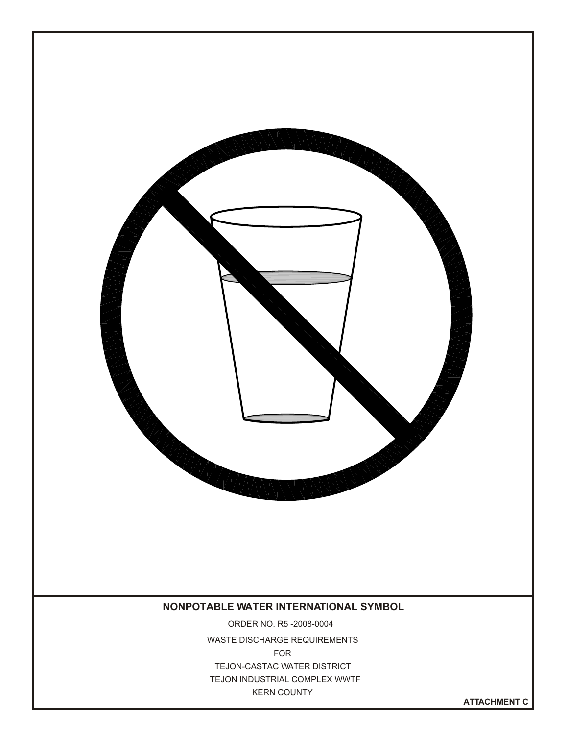**NONPOTABLE WATER INTERNATIONAL SYMBOL**

ORDER NO. R5 -2008-0004

WASTE DISCHARGE REQUIREMENTS

FOR

TEJON-CASTAC WATER DISTRICT

TEJON INDUSTRIAL COMPLEX WWTF

KERN COUNTY

**ATTACHMENT C**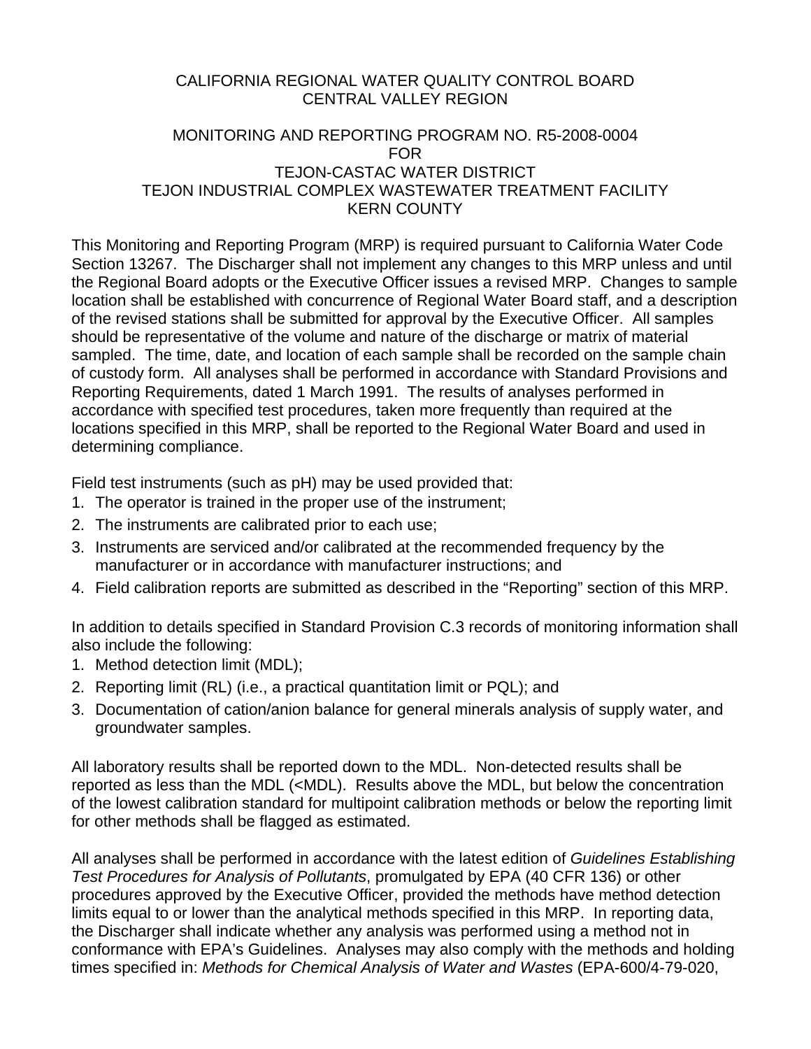CALIFORNIA REGIONAL WATER QUALITY CONTROL BOARD
CENTRAL VALLEY REGION

MONITORING AND REPORTING PROGRAM NO. R5-2008-0004
FOR
TEJON-CASTAC WATER DISTRICT
TEJON INDUSTRIAL COMPLEX WASTEWATER TREATMENT FACILITY
KERN COUNTY

This Monitoring and Reporting Program (MRP) is required pursuant to California Water Code Section 13267. The Discharger shall not implement any changes to this MRP unless and until the Regional Board adopts or the Executive Officer issues a revised MRP. Changes to sample location shall be established with concurrence of Regional Water Board staff, and a description of the revised stations shall be submitted for approval by the Executive Officer. All samples should be representative of the volume and nature of the discharge or matrix of material sampled. The time, date, and location of each sample shall be recorded on the sample chain of custody form. All analyses shall be performed in accordance with Standard Provisions and Reporting Requirements, dated 1 March 1991. The results of analyses performed in accordance with specified test procedures, taken more frequently than required at the locations specified in this MRP, shall be reported to the Regional Water Board and used in determining compliance.

Field test instruments (such as pH) may be used provided that:

1. The operator is trained in the proper use of the instrument;
2. The instruments are calibrated prior to each use;
3. Instruments are serviced and/or calibrated at the recommended frequency by the manufacturer or in accordance with manufacturer instructions; and
4. Field calibration reports are submitted as described in the "Reporting" section of this MRP.

In addition to details specified in Standard Provision C.3 records of monitoring information shall also include the following:

1. Method detection limit (MDL);
2. Reporting limit (RL) (i.e., a practical quantitation limit or PQL); and
3. Documentation of cation/anion balance for general minerals analysis of supply water, and groundwater samples.

All laboratory results shall be reported down to the MDL. Non-detected results shall be reported as less than the MDL (<MDL). Results above the MDL, but below the concentration of the lowest calibration standard for multipoint calibration methods or below the reporting limit for other methods shall be flagged as estimated.

All analyses shall be performed in accordance with the latest edition of *Guidelines Establishing Test Procedures for Analysis of Pollutants*, promulgated by EPA (40 CFR 136) or other procedures approved by the Executive Officer, provided the methods have method detection limits equal to or lower than the analytical methods specified in this MRP. In reporting data, the Discharger shall indicate whether any analysis was performed using a method not in conformance with EPA's Guidelines. Analyses may also comply with the methods and holding times specified in: *Methods for Chemical Analysis of Water and Wastes* (EPA-600/4-79-020,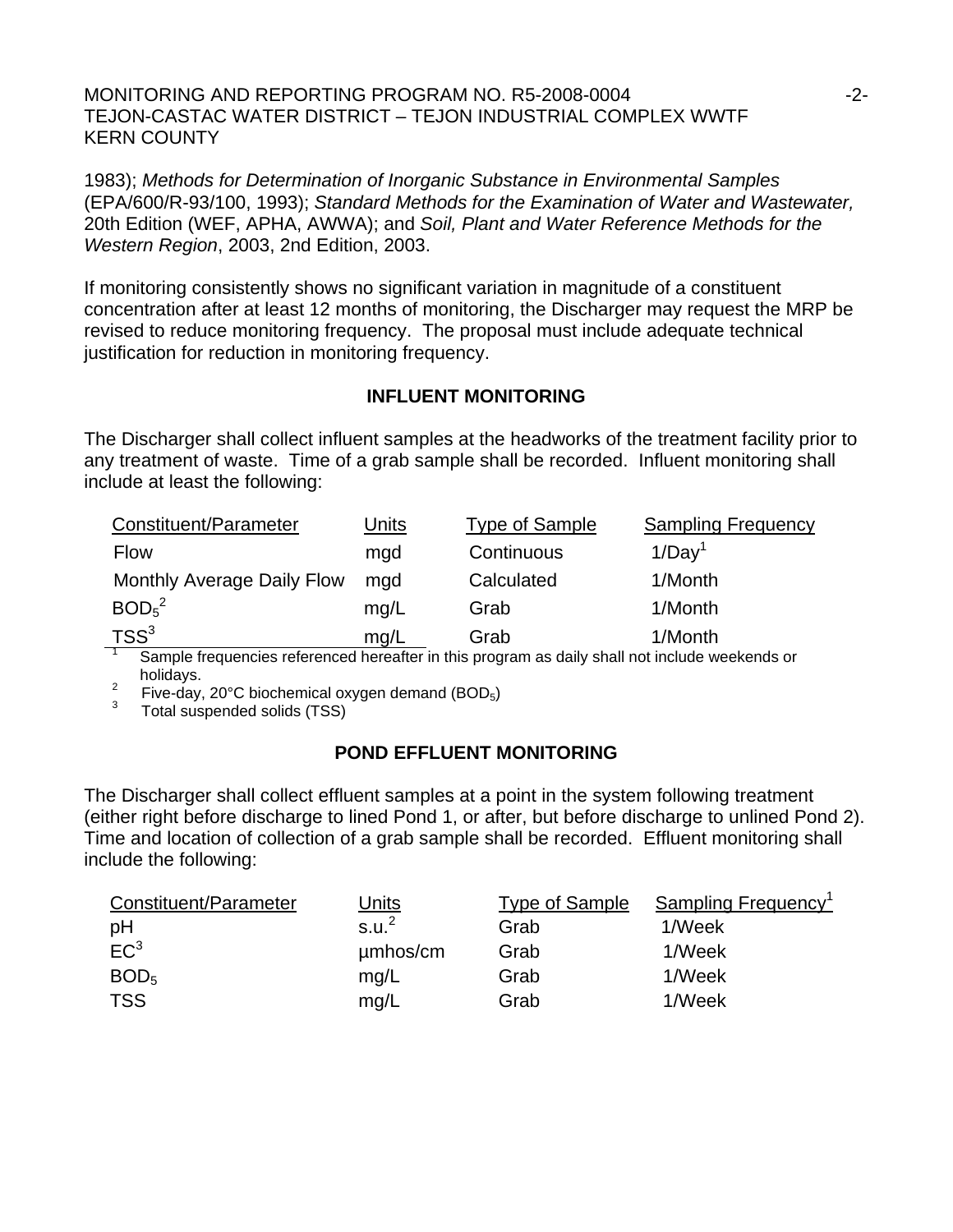1983); *Methods for Determination of Inorganic Substance in Environmental Samples* (EPA/600/R-93/100, 1993); *Standard Methods for the Examination of Water and Wastewater,* 20th Edition (WEF, APHA, AWWA); and *Soil, Plant and Water Reference Methods for the Western Region*, 2003, 2nd Edition, 2003.

If monitoring consistently shows no significant variation in magnitude of a constituent concentration after at least 12 months of monitoring, the Discharger may request the MRP be revised to reduce monitoring frequency. The proposal must include adequate technical justification for reduction in monitoring frequency.

## INFLUENT MONITORING

The Discharger shall collect influent samples at the headworks of the treatment facility prior to any treatment of waste. Time of a grab sample shall be recorded. Influent monitoring shall include at least the following:

| Constituent/Parameter | Units | Type of Sample | Sampling Frequency |
|---|---|---|---|
| Flow | mgd | Continuous | 1/Day[1] |
| Monthly Average Daily Flow | mgd | Calculated | 1/Month |
| $BOD_5$[2] | mg/L | Grab | 1/Month |
| TSS[3] | mg/L | Grab | 1/Month |

[1] Sample frequencies referenced hereafter in this program as daily shall not include weekends or holidays.
[2] Five-day, 20°C biochemical oxygen demand ($BOD_5$)
[3] Total suspended solids (TSS)

## POND EFFLUENT MONITORING

The Discharger shall collect effluent samples at a point in the system following treatment (either right before discharge to lined Pond 1, or after, but before discharge to unlined Pond 2). Time and location of collection of a grab sample shall be recorded. Effluent monitoring shall include the following:

| Constituent/Parameter | Units | Type of Sample | Sampling Frequency[1] |
|---|---|---|---|
| pH | s.u.[2] | Grab | 1/Week |
| EC[3] | µmhos/cm | Grab | 1/Week |
| $BOD_5$ | mg/L | Grab | 1/Week |
| TSS | mg/L | Grab | 1/Week |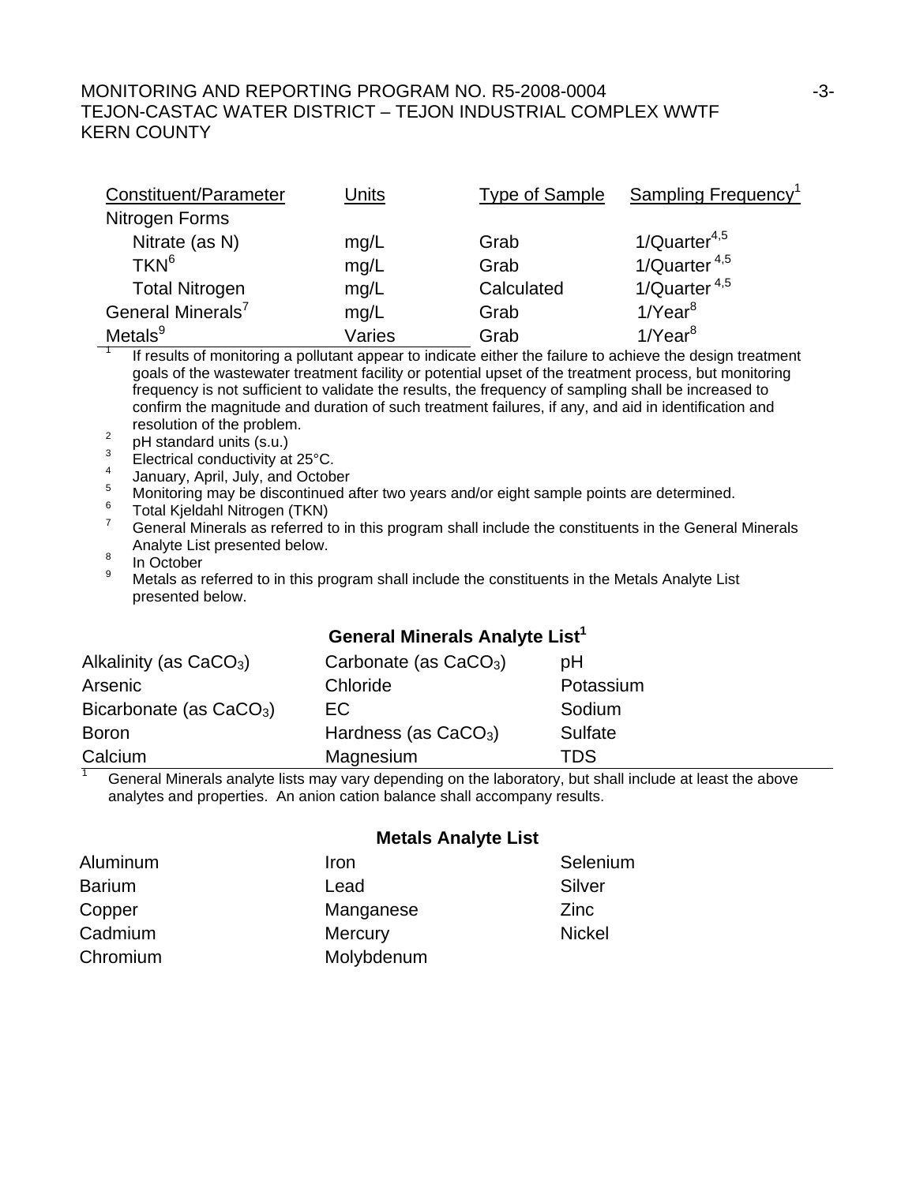| Constituent/Parameter | Units | Type of Sample | Sampling Frequency[1] |
|---|---|---|---|
| Nitrogen Forms | | | |
| Nitrate (as N) | mg/L | Grab | 1/Quarter[4,5] |
| TKN[6] | mg/L | Grab | 1/Quarter [4,5] |
| Total Nitrogen | mg/L | Calculated | 1/Quarter [4,5] |
| General Minerals[7] | mg/L | Grab | 1/Year[8] |
| Metals[9] | Varies | Grab | 1/Year[8] |

[1] If results of monitoring a pollutant appear to indicate either the failure to achieve the design treatment goals of the wastewater treatment facility or potential upset of the treatment process, but monitoring frequency is not sufficient to validate the results, the frequency of sampling shall be increased to confirm the magnitude and duration of such treatment failures, if any, and aid in identification and resolution of the problem.

[2] pH standard units (s.u.)

[3] Electrical conductivity at 25°C.

[4] January, April, July, and October

[5] Monitoring may be discontinued after two years and/or eight sample points are determined.

[6] Total Kjeldahl Nitrogen (TKN)

[7] General Minerals as referred to in this program shall include the constituents in the General Minerals Analyte List presented below.

[8] In October

[9] Metals as referred to in this program shall include the constituents in the Metals Analyte List presented below.

### General Minerals Analyte List[1]

| | | |
|---|---|---|
| Alkalinity (as $CaCO_3$) | Carbonate (as $CaCO_3$) | pH |
| Arsenic | Chloride | Potassium |
| Bicarbonate (as $CaCO_3$) | EC | Sodium |
| Boron | Hardness (as $CaCO_3$) | Sulfate |
| Calcium | Magnesium | TDS |

[1] General Minerals analyte lists may vary depending on the laboratory, but shall include at least the above analytes and properties. An anion cation balance shall accompany results.

### Metals Analyte List

| | | |
|---|---|---|
| Aluminum | Iron | Selenium |
| Barium | Lead | Silver |
| Copper | Manganese | Zinc |
| Cadmium | Mercury | Nickel |
| Chromium | Molybdenum | |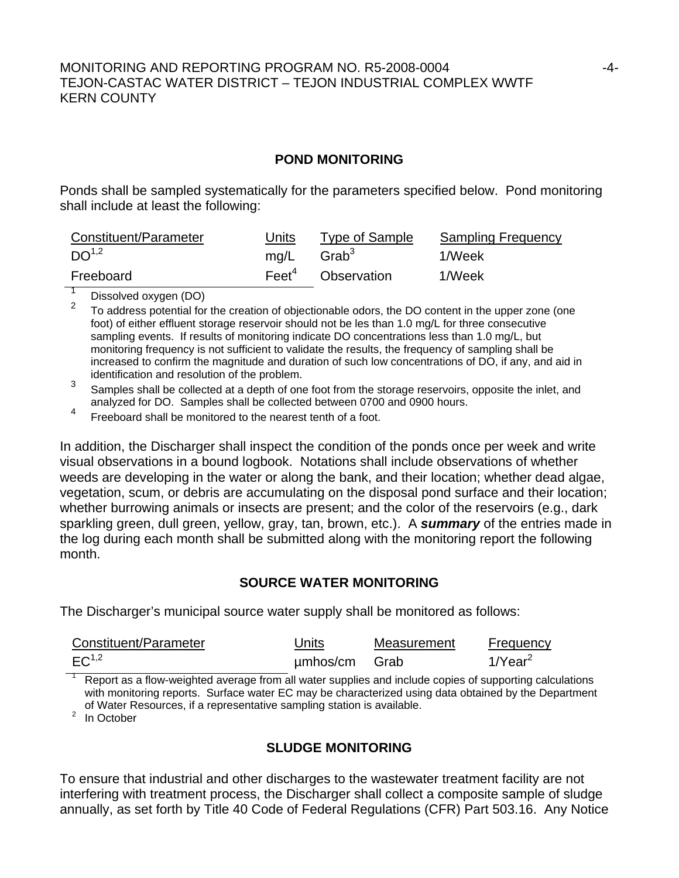## POND MONITORING

Ponds shall be sampled systematically for the parameters specified below. Pond monitoring shall include at least the following:

| Constituent/Parameter | Units | Type of Sample | Sampling Frequency |
|---|---|---|---|
| DO[1,2] | mg/L | Grab[3] | 1/Week |
| Freeboard | Feet[4] | Observation | 1/Week |

[1] Dissolved oxygen (DO)

[2] To address potential for the creation of objectionable odors, the DO content in the upper zone (one foot) of either effluent storage reservoir should not be les than 1.0 mg/L for three consecutive sampling events. If results of monitoring indicate DO concentrations less than 1.0 mg/L, but monitoring frequency is not sufficient to validate the results, the frequency of sampling shall be increased to confirm the magnitude and duration of such low concentrations of DO, if any, and aid in identification and resolution of the problem.

[3] Samples shall be collected at a depth of one foot from the storage reservoirs, opposite the inlet, and analyzed for DO. Samples shall be collected between 0700 and 0900 hours.

[4] Freeboard shall be monitored to the nearest tenth of a foot.

In addition, the Discharger shall inspect the condition of the ponds once per week and write visual observations in a bound logbook. Notations shall include observations of whether weeds are developing in the water or along the bank, and their location; whether dead algae, vegetation, scum, or debris are accumulating on the disposal pond surface and their location; whether burrowing animals or insects are present; and the color of the reservoirs (e.g., dark sparkling green, dull green, yellow, gray, tan, brown, etc.). A ***summary*** of the entries made in the log during each month shall be submitted along with the monitoring report the following month.

## SOURCE WATER MONITORING

The Discharger's municipal source water supply shall be monitored as follows:

| Constituent/Parameter | Units | Measurement | Frequency |
|---|---|---|---|
| EC[1,2] | µmhos/cm | Grab | 1/Year[2] |

[1] Report as a flow-weighted average from all water supplies and include copies of supporting calculations with monitoring reports. Surface water EC may be characterized using data obtained by the Department of Water Resources, if a representative sampling station is available.

[2] In October

## SLUDGE MONITORING

To ensure that industrial and other discharges to the wastewater treatment facility are not interfering with treatment process, the Discharger shall collect a composite sample of sludge annually, as set forth by Title 40 Code of Federal Regulations (CFR) Part 503.16. Any Notice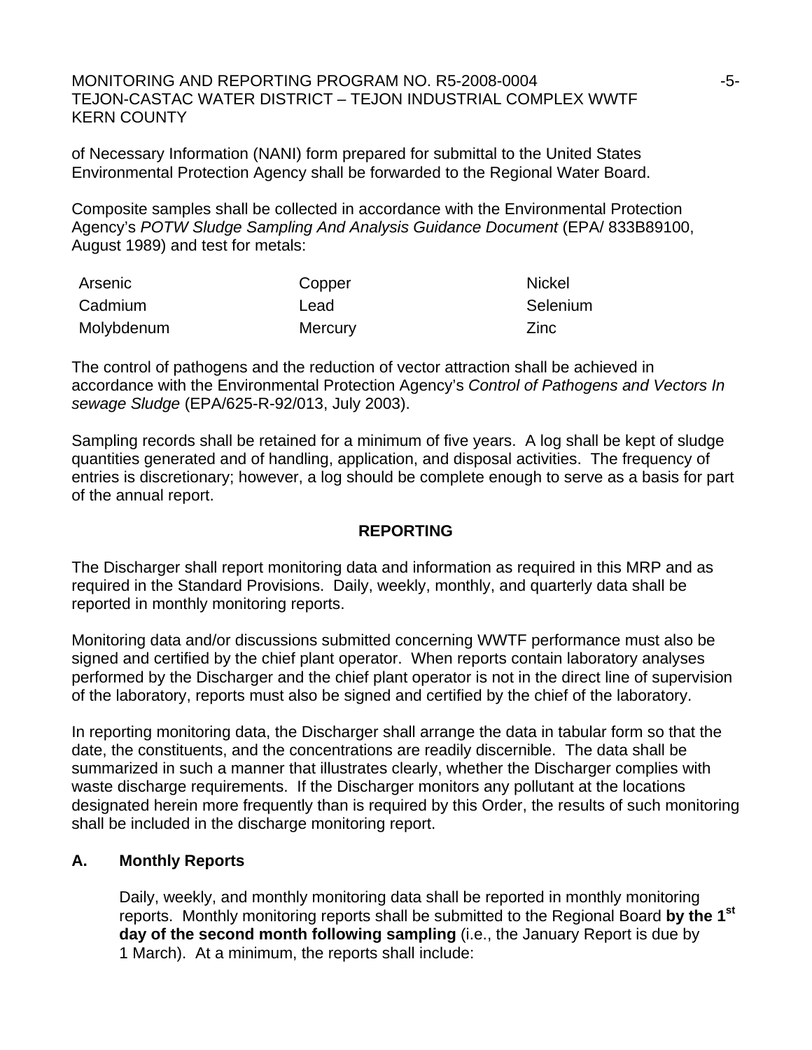of Necessary Information (NANI) form prepared for submittal to the United States Environmental Protection Agency shall be forwarded to the Regional Water Board.

Composite samples shall be collected in accordance with the Environmental Protection Agency's *POTW Sludge Sampling And Analysis Guidance Document* (EPA/ 833B89100, August 1989) and test for metals:

| | | |
|---|---|---|
| Arsenic | Copper | Nickel |
| Cadmium | Lead | Selenium |
| Molybdenum | Mercury | Zinc |

The control of pathogens and the reduction of vector attraction shall be achieved in accordance with the Environmental Protection Agency's *Control of Pathogens and Vectors In sewage Sludge* (EPA/625-R-92/013, July 2003).

Sampling records shall be retained for a minimum of five years. A log shall be kept of sludge quantities generated and of handling, application, and disposal activities. The frequency of entries is discretionary; however, a log should be complete enough to serve as a basis for part of the annual report.

## REPORTING

The Discharger shall report monitoring data and information as required in this MRP and as required in the Standard Provisions. Daily, weekly, monthly, and quarterly data shall be reported in monthly monitoring reports.

Monitoring data and/or discussions submitted concerning WWTF performance must also be signed and certified by the chief plant operator. When reports contain laboratory analyses performed by the Discharger and the chief plant operator is not in the direct line of supervision of the laboratory, reports must also be signed and certified by the chief of the laboratory.

In reporting monitoring data, the Discharger shall arrange the data in tabular form so that the date, the constituents, and the concentrations are readily discernible. The data shall be summarized in such a manner that illustrates clearly, whether the Discharger complies with waste discharge requirements. If the Discharger monitors any pollutant at the locations designated herein more frequently than is required by this Order, the results of such monitoring shall be included in the discharge monitoring report.

### A. Monthly Reports

Daily, weekly, and monthly monitoring data shall be reported in monthly monitoring reports. Monthly monitoring reports shall be submitted to the Regional Board **by the 1st day of the second month following sampling** (i.e., the January Report is due by 1 March). At a minimum, the reports shall include: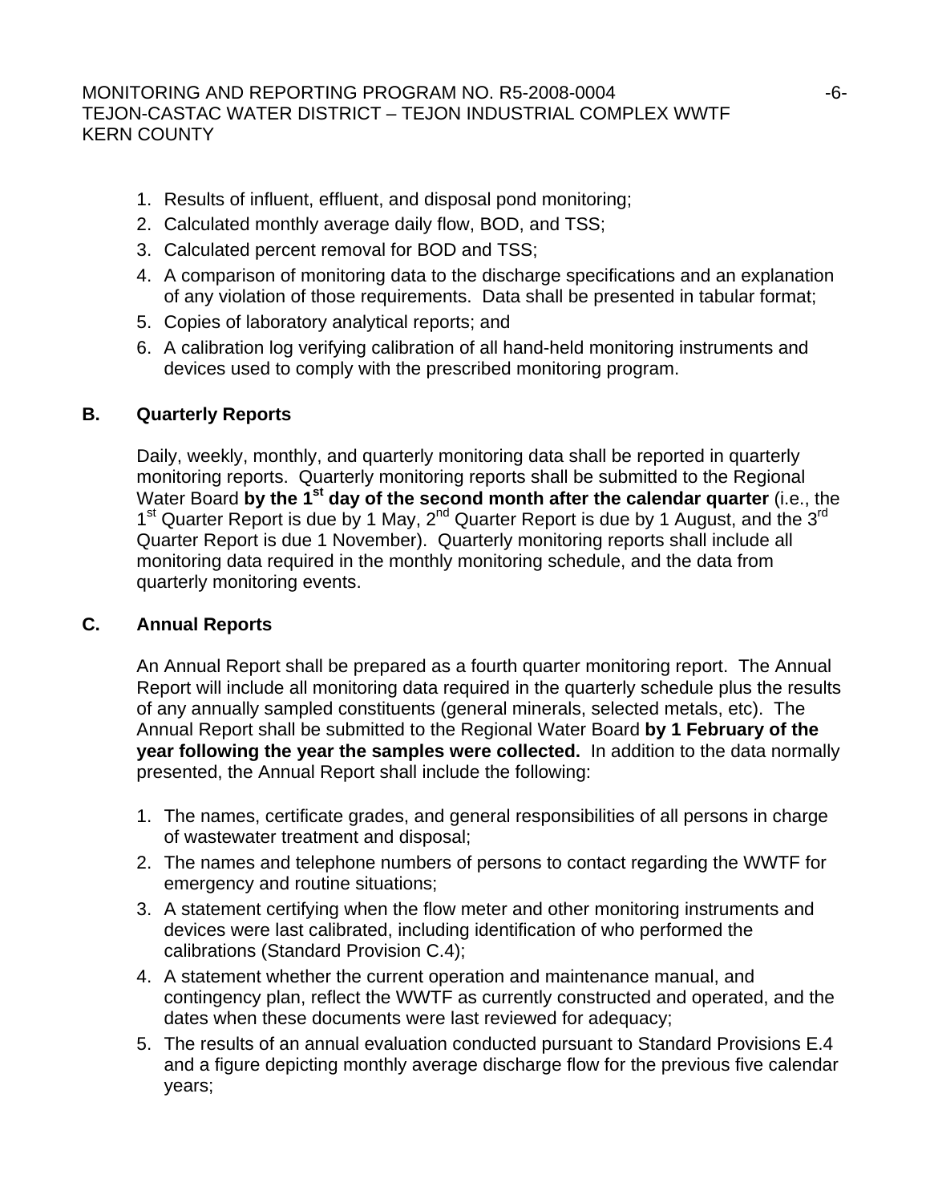1. Results of influent, effluent, and disposal pond monitoring;
2. Calculated monthly average daily flow, BOD, and TSS;
3. Calculated percent removal for BOD and TSS;
4. A comparison of monitoring data to the discharge specifications and an explanation of any violation of those requirements. Data shall be presented in tabular format;
5. Copies of laboratory analytical reports; and
6. A calibration log verifying calibration of all hand-held monitoring instruments and devices used to comply with the prescribed monitoring program.

### B. Quarterly Reports

Daily, weekly, monthly, and quarterly monitoring data shall be reported in quarterly monitoring reports. Quarterly monitoring reports shall be submitted to the Regional Water Board **by the 1st day of the second month after the calendar quarter** (i.e., the 1st Quarter Report is due by 1 May, 2nd Quarter Report is due by 1 August, and the 3rd Quarter Report is due 1 November). Quarterly monitoring reports shall include all monitoring data required in the monthly monitoring schedule, and the data from quarterly monitoring events.

### C. Annual Reports

An Annual Report shall be prepared as a fourth quarter monitoring report. The Annual Report will include all monitoring data required in the quarterly schedule plus the results of any annually sampled constituents (general minerals, selected metals, etc). The Annual Report shall be submitted to the Regional Water Board **by 1 February of the year following the year the samples were collected.** In addition to the data normally presented, the Annual Report shall include the following:

1. The names, certificate grades, and general responsibilities of all persons in charge of wastewater treatment and disposal;
2. The names and telephone numbers of persons to contact regarding the WWTF for emergency and routine situations;
3. A statement certifying when the flow meter and other monitoring instruments and devices were last calibrated, including identification of who performed the calibrations (Standard Provision C.4);
4. A statement whether the current operation and maintenance manual, and contingency plan, reflect the WWTF as currently constructed and operated, and the dates when these documents were last reviewed for adequacy;
5. The results of an annual evaluation conducted pursuant to Standard Provisions E.4 and a figure depicting monthly average discharge flow for the previous five calendar years;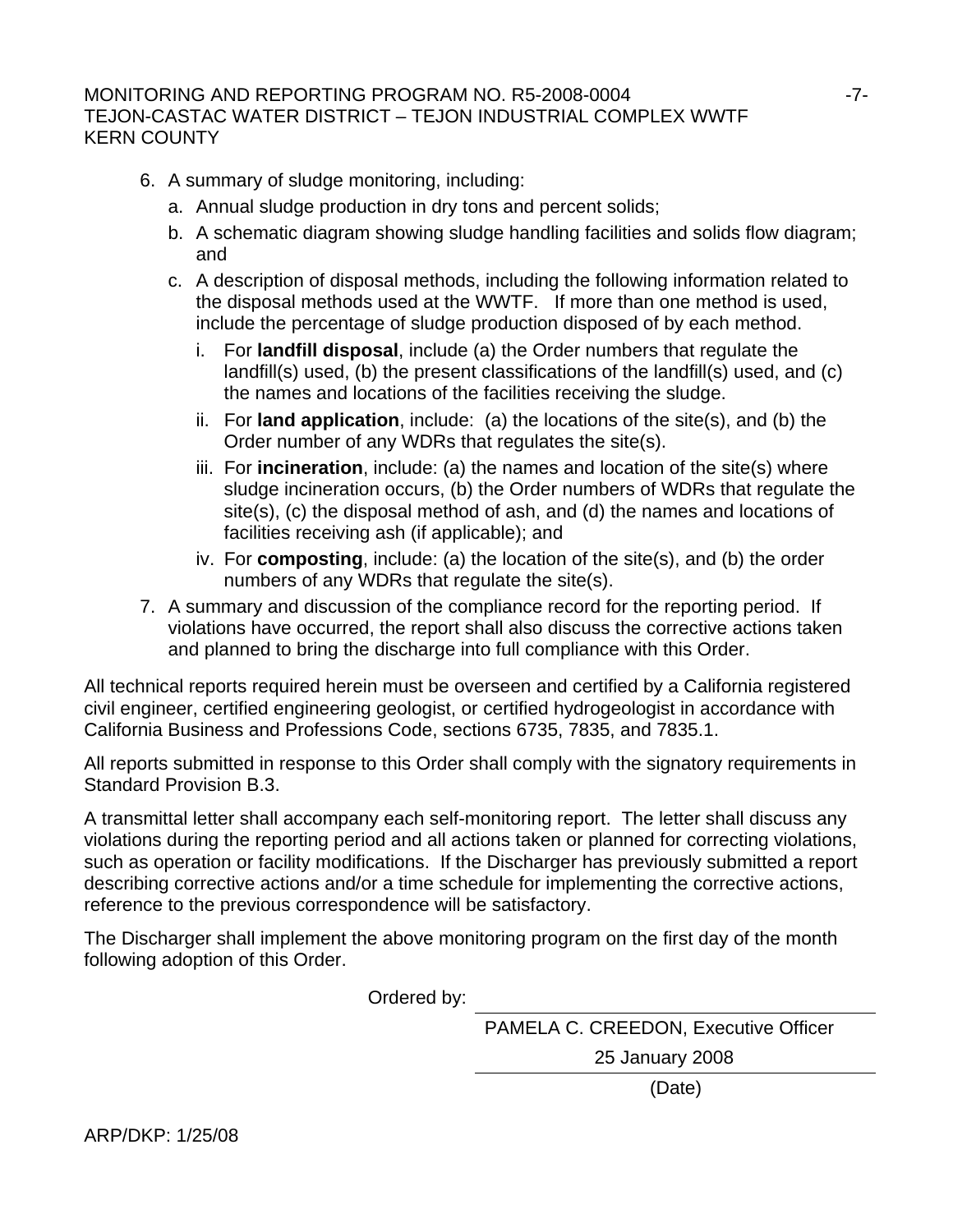6. A summary of sludge monitoring, including:
   a. Annual sludge production in dry tons and percent solids;
   b. A schematic diagram showing sludge handling facilities and solids flow diagram; and
   c. A description of disposal methods, including the following information related to the disposal methods used at the WWTF. If more than one method is used, include the percentage of sludge production disposed of by each method.
      i. For **landfill disposal**, include (a) the Order numbers that regulate the landfill(s) used, (b) the present classifications of the landfill(s) used, and (c) the names and locations of the facilities receiving the sludge.
      ii. For **land application**, include: (a) the locations of the site(s), and (b) the Order number of any WDRs that regulates the site(s).
      iii. For **incineration**, include: (a) the names and location of the site(s) where sludge incineration occurs, (b) the Order numbers of WDRs that regulate the site(s), (c) the disposal method of ash, and (d) the names and locations of facilities receiving ash (if applicable); and
      iv. For **composting**, include: (a) the location of the site(s), and (b) the order numbers of any WDRs that regulate the site(s).
7. A summary and discussion of the compliance record for the reporting period. If violations have occurred, the report shall also discuss the corrective actions taken and planned to bring the discharge into full compliance with this Order.

All technical reports required herein must be overseen and certified by a California registered civil engineer, certified engineering geologist, or certified hydrogeologist in accordance with California Business and Professions Code, sections 6735, 7835, and 7835.1.

All reports submitted in response to this Order shall comply with the signatory requirements in Standard Provision B.3.

A transmittal letter shall accompany each self-monitoring report. The letter shall discuss any violations during the reporting period and all actions taken or planned for correcting violations, such as operation or facility modifications. If the Discharger has previously submitted a report describing corrective actions and/or a time schedule for implementing the corrective actions, reference to the previous correspondence will be satisfactory.

The Discharger shall implement the above monitoring program on the first day of the month following adoption of this Order.

Ordered by: ______________________________

PAMELA C. CREEDON, Executive Officer

25 January 2008

(Date)

ARP/DKP: 1/25/08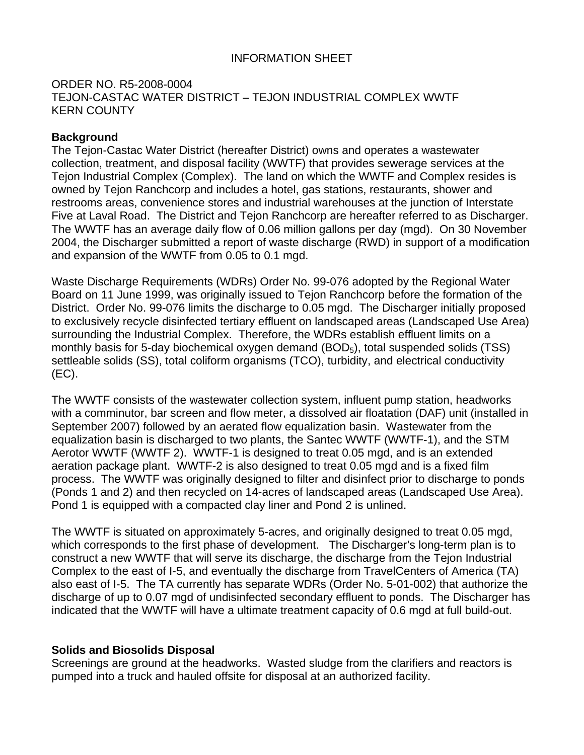INFORMATION SHEET

ORDER NO. R5-2008-0004
TEJON-CASTAC WATER DISTRICT – TEJON INDUSTRIAL COMPLEX WWTF
KERN COUNTY

**Background**

The Tejon-Castac Water District (hereafter District) owns and operates a wastewater collection, treatment, and disposal facility (WWTF) that provides sewerage services at the Tejon Industrial Complex (Complex). The land on which the WWTF and Complex resides is owned by Tejon Ranchcorp and includes a hotel, gas stations, restaurants, shower and restrooms areas, convenience stores and industrial warehouses at the junction of Interstate Five at Laval Road. The District and Tejon Ranchcorp are hereafter referred to as Discharger. The WWTF has an average daily flow of 0.06 million gallons per day (mgd). On 30 November 2004, the Discharger submitted a report of waste discharge (RWD) in support of a modification and expansion of the WWTF from 0.05 to 0.1 mgd.

Waste Discharge Requirements (WDRs) Order No. 99-076 adopted by the Regional Water Board on 11 June 1999, was originally issued to Tejon Ranchcorp before the formation of the District. Order No. 99-076 limits the discharge to 0.05 mgd. The Discharger initially proposed to exclusively recycle disinfected tertiary effluent on landscaped areas (Landscaped Use Area) surrounding the Industrial Complex. Therefore, the WDRs establish effluent limits on a monthly basis for 5-day biochemical oxygen demand ($BOD_5$), total suspended solids (TSS) settleable solids (SS), total coliform organisms (TCO), turbidity, and electrical conductivity (EC).

The WWTF consists of the wastewater collection system, influent pump station, headworks with a comminutor, bar screen and flow meter, a dissolved air floatation (DAF) unit (installed in September 2007) followed by an aerated flow equalization basin. Wastewater from the equalization basin is discharged to two plants, the Santec WWTF (WWTF-1), and the STM Aerotor WWTF (WWTF 2). WWTF-1 is designed to treat 0.05 mgd, and is an extended aeration package plant. WWTF-2 is also designed to treat 0.05 mgd and is a fixed film process. The WWTF was originally designed to filter and disinfect prior to discharge to ponds (Ponds 1 and 2) and then recycled on 14-acres of landscaped areas (Landscaped Use Area). Pond 1 is equipped with a compacted clay liner and Pond 2 is unlined.

The WWTF is situated on approximately 5-acres, and originally designed to treat 0.05 mgd, which corresponds to the first phase of development. The Discharger's long-term plan is to construct a new WWTF that will serve its discharge, the discharge from the Tejon Industrial Complex to the east of I-5, and eventually the discharge from TravelCenters of America (TA) also east of I-5. The TA currently has separate WDRs (Order No. 5-01-002) that authorize the discharge of up to 0.07 mgd of undisinfected secondary effluent to ponds. The Discharger has indicated that the WWTF will have a ultimate treatment capacity of 0.6 mgd at full build-out.

**Solids and Biosolids Disposal**

Screenings are ground at the headworks. Wasted sludge from the clarifiers and reactors is pumped into a truck and hauled offsite for disposal at an authorized facility.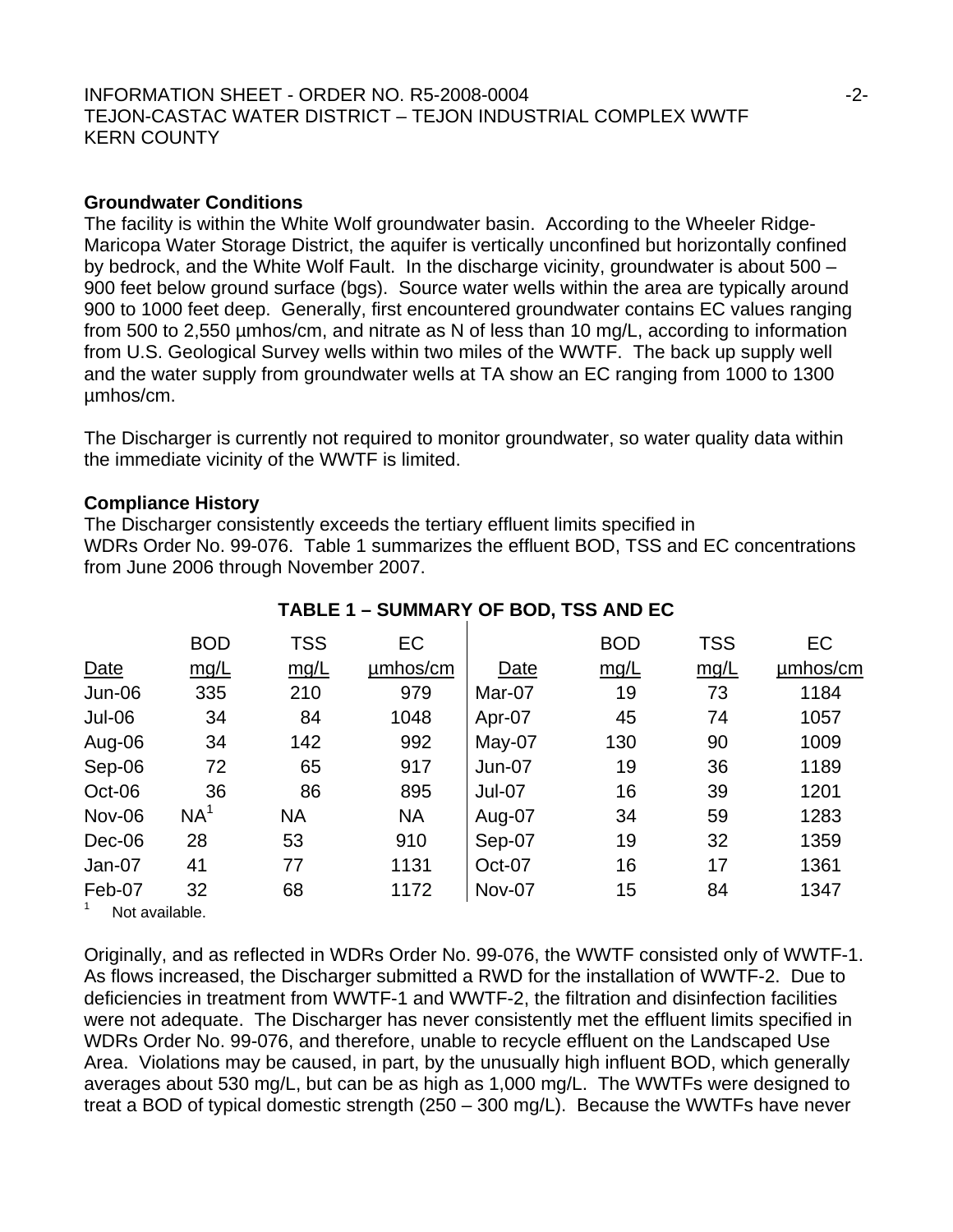## Groundwater Conditions

The facility is within the White Wolf groundwater basin. According to the Wheeler Ridge-Maricopa Water Storage District, the aquifer is vertically unconfined but horizontally confined by bedrock, and the White Wolf Fault. In the discharge vicinity, groundwater is about 500 – 900 feet below ground surface (bgs). Source water wells within the area are typically around 900 to 1000 feet deep. Generally, first encountered groundwater contains EC values ranging from 500 to 2,550 µmhos/cm, and nitrate as N of less than 10 mg/L, according to information from U.S. Geological Survey wells within two miles of the WWTF. The back up supply well and the water supply from groundwater wells at TA show an EC ranging from 1000 to 1300 µmhos/cm.

The Discharger is currently not required to monitor groundwater, so water quality data within the immediate vicinity of the WWTF is limited.

## Compliance History

The Discharger consistently exceeds the tertiary effluent limits specified in WDRs Order No. 99-076. Table 1 summarizes the effluent BOD, TSS and EC concentrations from June 2006 through November 2007.

**TABLE 1 – SUMMARY OF BOD, TSS AND EC**

| Date | BOD mg/L | TSS mg/L | EC µmhos/cm | Date | BOD mg/L | TSS mg/L | EC µmhos/cm |
|---|---|---|---|---|---|---|---|
| Jun-06 | 335 | 210 | 979 | Mar-07 | 19 | 73 | 1184 |
| Jul-06 | 34 | 84 | 1048 | Apr-07 | 45 | 74 | 1057 |
| Aug-06 | 34 | 142 | 992 | May-07 | 130 | 90 | 1009 |
| Sep-06 | 72 | 65 | 917 | Jun-07 | 19 | 36 | 1189 |
| Oct-06 | 36 | 86 | 895 | Jul-07 | 16 | 39 | 1201 |
| Nov-06 | NA[1] | NA | NA | Aug-07 | 34 | 59 | 1283 |
| Dec-06 | 28 | 53 | 910 | Sep-07 | 19 | 32 | 1359 |
| Jan-07 | 41 | 77 | 1131 | Oct-07 | 16 | 17 | 1361 |
| Feb-07 | 32 | 68 | 1172 | Nov-07 | 15 | 84 | 1347 |

[1] Not available.

Originally, and as reflected in WDRs Order No. 99-076, the WWTF consisted only of WWTF-1. As flows increased, the Discharger submitted a RWD for the installation of WWTF-2. Due to deficiencies in treatment from WWTF-1 and WWTF-2, the filtration and disinfection facilities were not adequate. The Discharger has never consistently met the effluent limits specified in WDRs Order No. 99-076, and therefore, unable to recycle effluent on the Landscaped Use Area. Violations may be caused, in part, by the unusually high influent BOD, which generally averages about 530 mg/L, but can be as high as 1,000 mg/L. The WWTFs were designed to treat a BOD of typical domestic strength (250 – 300 mg/L). Because the WWTFs have never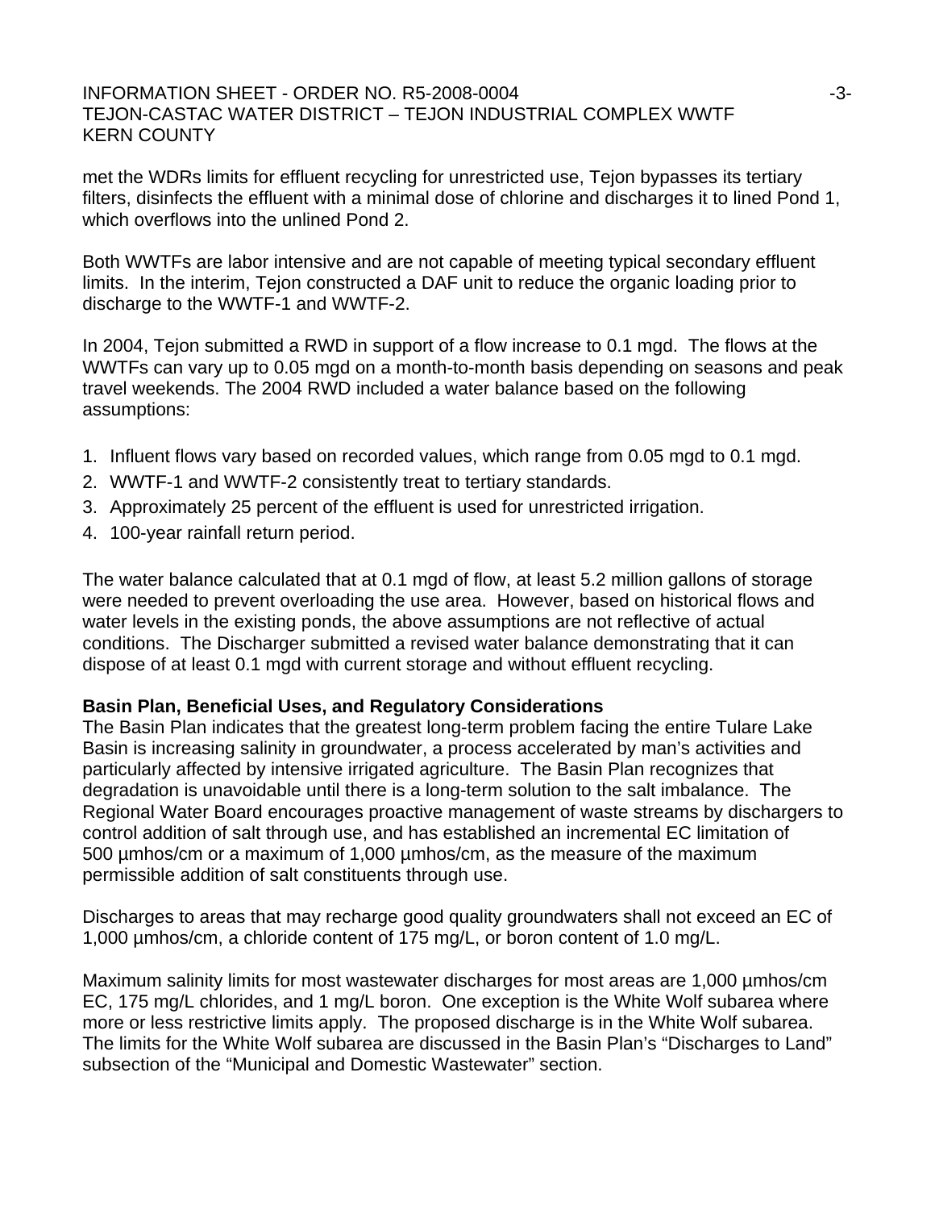met the WDRs limits for effluent recycling for unrestricted use, Tejon bypasses its tertiary filters, disinfects the effluent with a minimal dose of chlorine and discharges it to lined Pond 1, which overflows into the unlined Pond 2.

Both WWTFs are labor intensive and are not capable of meeting typical secondary effluent limits. In the interim, Tejon constructed a DAF unit to reduce the organic loading prior to discharge to the WWTF-1 and WWTF-2.

In 2004, Tejon submitted a RWD in support of a flow increase to 0.1 mgd. The flows at the WWTFs can vary up to 0.05 mgd on a month-to-month basis depending on seasons and peak travel weekends. The 2004 RWD included a water balance based on the following assumptions:

1. Influent flows vary based on recorded values, which range from 0.05 mgd to 0.1 mgd.
2. WWTF-1 and WWTF-2 consistently treat to tertiary standards.
3. Approximately 25 percent of the effluent is used for unrestricted irrigation.
4. 100-year rainfall return period.

The water balance calculated that at 0.1 mgd of flow, at least 5.2 million gallons of storage were needed to prevent overloading the use area. However, based on historical flows and water levels in the existing ponds, the above assumptions are not reflective of actual conditions. The Discharger submitted a revised water balance demonstrating that it can dispose of at least 0.1 mgd with current storage and without effluent recycling.

**Basin Plan, Beneficial Uses, and Regulatory Considerations**

The Basin Plan indicates that the greatest long-term problem facing the entire Tulare Lake Basin is increasing salinity in groundwater, a process accelerated by man's activities and particularly affected by intensive irrigated agriculture. The Basin Plan recognizes that degradation is unavoidable until there is a long-term solution to the salt imbalance. The Regional Water Board encourages proactive management of waste streams by dischargers to control addition of salt through use, and has established an incremental EC limitation of 500 µmhos/cm or a maximum of 1,000 µmhos/cm, as the measure of the maximum permissible addition of salt constituents through use.

Discharges to areas that may recharge good quality groundwaters shall not exceed an EC of 1,000 µmhos/cm, a chloride content of 175 mg/L, or boron content of 1.0 mg/L.

Maximum salinity limits for most wastewater discharges for most areas are 1,000 µmhos/cm EC, 175 mg/L chlorides, and 1 mg/L boron. One exception is the White Wolf subarea where more or less restrictive limits apply. The proposed discharge is in the White Wolf subarea. The limits for the White Wolf subarea are discussed in the Basin Plan's "Discharges to Land" subsection of the "Municipal and Domestic Wastewater" section.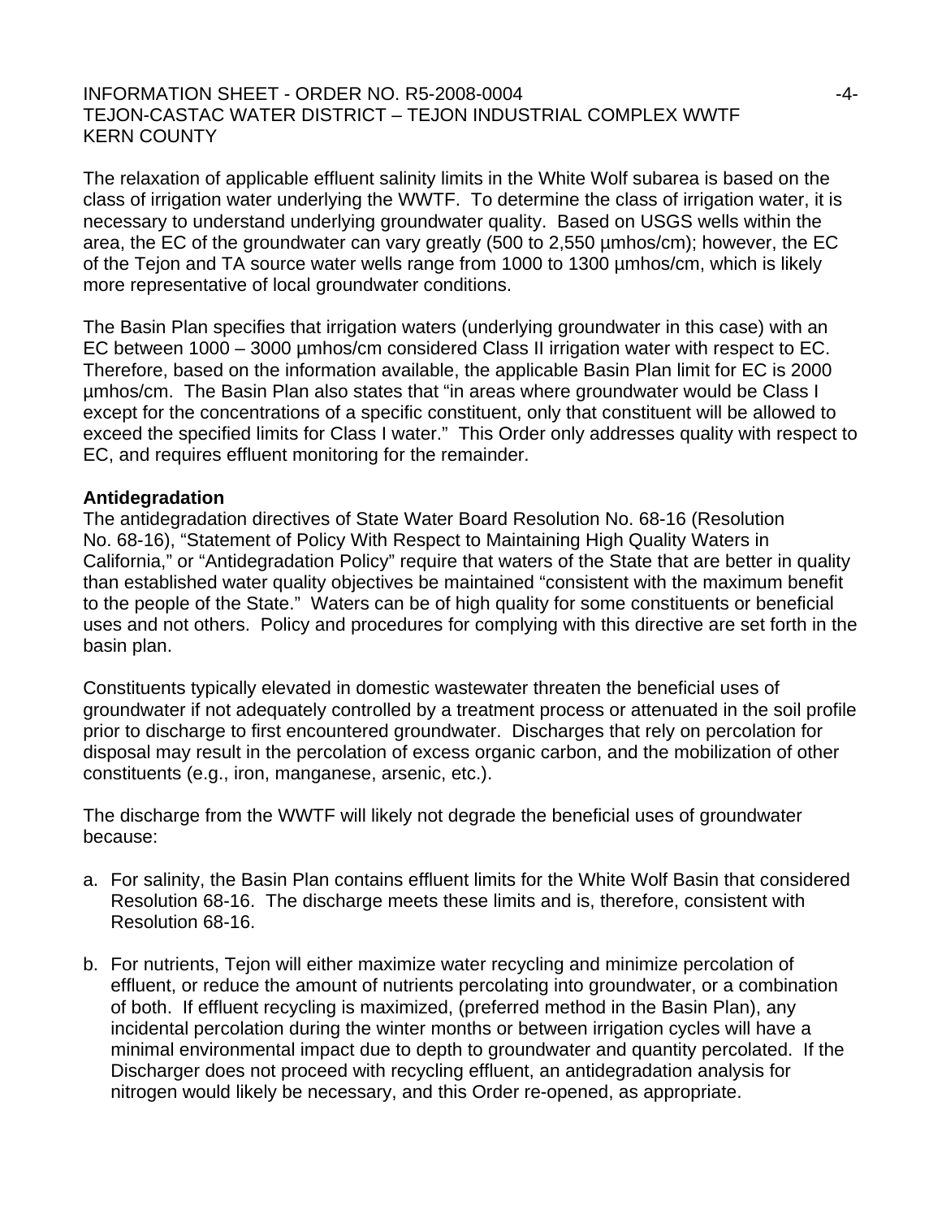The relaxation of applicable effluent salinity limits in the White Wolf subarea is based on the class of irrigation water underlying the WWTF. To determine the class of irrigation water, it is necessary to understand underlying groundwater quality. Based on USGS wells within the area, the EC of the groundwater can vary greatly (500 to 2,550 µmhos/cm); however, the EC of the Tejon and TA source water wells range from 1000 to 1300 µmhos/cm, which is likely more representative of local groundwater conditions.

The Basin Plan specifies that irrigation waters (underlying groundwater in this case) with an EC between 1000 – 3000 µmhos/cm considered Class II irrigation water with respect to EC. Therefore, based on the information available, the applicable Basin Plan limit for EC is 2000 µmhos/cm. The Basin Plan also states that "in areas where groundwater would be Class I except for the concentrations of a specific constituent, only that constituent will be allowed to exceed the specified limits for Class I water." This Order only addresses quality with respect to EC, and requires effluent monitoring for the remainder.

**Antidegradation**

The antidegradation directives of State Water Board Resolution No. 68-16 (Resolution No. 68-16), "Statement of Policy With Respect to Maintaining High Quality Waters in California," or "Antidegradation Policy" require that waters of the State that are better in quality than established water quality objectives be maintained "consistent with the maximum benefit to the people of the State." Waters can be of high quality for some constituents or beneficial uses and not others. Policy and procedures for complying with this directive are set forth in the basin plan.

Constituents typically elevated in domestic wastewater threaten the beneficial uses of groundwater if not adequately controlled by a treatment process or attenuated in the soil profile prior to discharge to first encountered groundwater. Discharges that rely on percolation for disposal may result in the percolation of excess organic carbon, and the mobilization of other constituents (e.g., iron, manganese, arsenic, etc.).

The discharge from the WWTF will likely not degrade the beneficial uses of groundwater because:

a. For salinity, the Basin Plan contains effluent limits for the White Wolf Basin that considered Resolution 68-16. The discharge meets these limits and is, therefore, consistent with Resolution 68-16.

b. For nutrients, Tejon will either maximize water recycling and minimize percolation of effluent, or reduce the amount of nutrients percolating into groundwater, or a combination of both. If effluent recycling is maximized, (preferred method in the Basin Plan), any incidental percolation during the winter months or between irrigation cycles will have a minimal environmental impact due to depth to groundwater and quantity percolated. If the Discharger does not proceed with recycling effluent, an antidegradation analysis for nitrogen would likely be necessary, and this Order re-opened, as appropriate.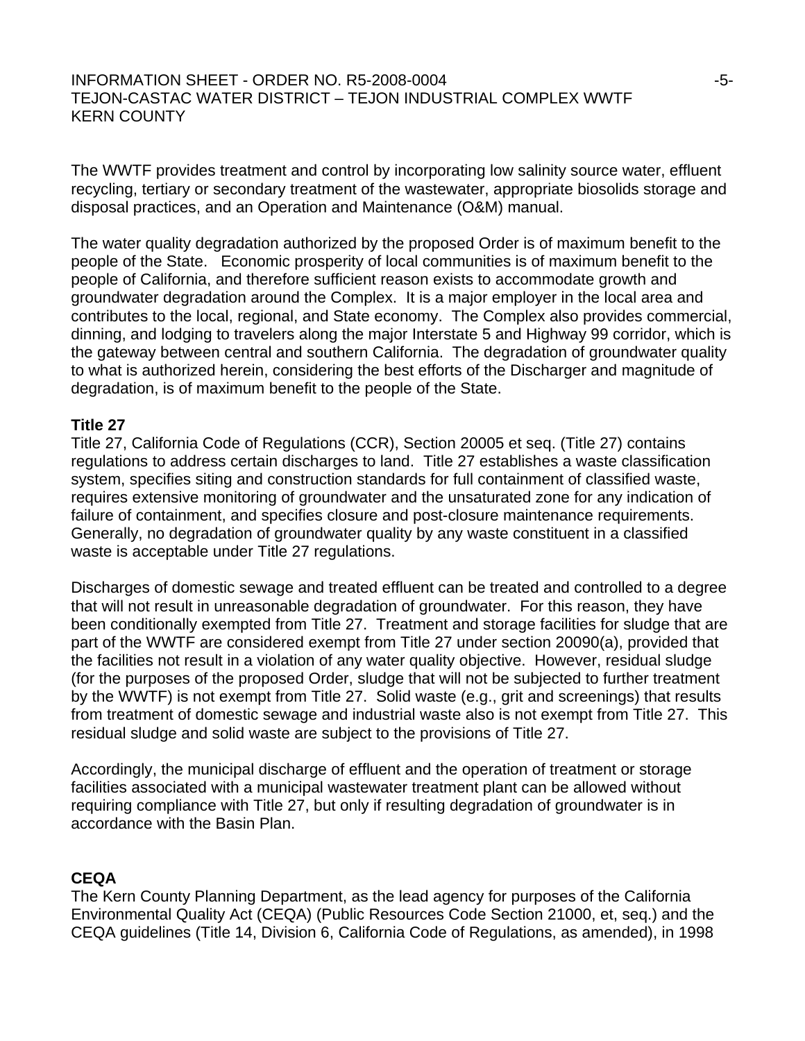The WWTF provides treatment and control by incorporating low salinity source water, effluent recycling, tertiary or secondary treatment of the wastewater, appropriate biosolids storage and disposal practices, and an Operation and Maintenance (O&M) manual.

The water quality degradation authorized by the proposed Order is of maximum benefit to the people of the State. Economic prosperity of local communities is of maximum benefit to the people of California, and therefore sufficient reason exists to accommodate growth and groundwater degradation around the Complex. It is a major employer in the local area and contributes to the local, regional, and State economy. The Complex also provides commercial, dinning, and lodging to travelers along the major Interstate 5 and Highway 99 corridor, which is the gateway between central and southern California. The degradation of groundwater quality to what is authorized herein, considering the best efforts of the Discharger and magnitude of degradation, is of maximum benefit to the people of the State.

**Title 27**

Title 27, California Code of Regulations (CCR), Section 20005 et seq. (Title 27) contains regulations to address certain discharges to land. Title 27 establishes a waste classification system, specifies siting and construction standards for full containment of classified waste, requires extensive monitoring of groundwater and the unsaturated zone for any indication of failure of containment, and specifies closure and post-closure maintenance requirements. Generally, no degradation of groundwater quality by any waste constituent in a classified waste is acceptable under Title 27 regulations.

Discharges of domestic sewage and treated effluent can be treated and controlled to a degree that will not result in unreasonable degradation of groundwater. For this reason, they have been conditionally exempted from Title 27. Treatment and storage facilities for sludge that are part of the WWTF are considered exempt from Title 27 under section 20090(a), provided that the facilities not result in a violation of any water quality objective. However, residual sludge (for the purposes of the proposed Order, sludge that will not be subjected to further treatment by the WWTF) is not exempt from Title 27. Solid waste (e.g., grit and screenings) that results from treatment of domestic sewage and industrial waste also is not exempt from Title 27. This residual sludge and solid waste are subject to the provisions of Title 27.

Accordingly, the municipal discharge of effluent and the operation of treatment or storage facilities associated with a municipal wastewater treatment plant can be allowed without requiring compliance with Title 27, but only if resulting degradation of groundwater is in accordance with the Basin Plan.

**CEQA**

The Kern County Planning Department, as the lead agency for purposes of the California Environmental Quality Act (CEQA) (Public Resources Code Section 21000, et, seq.) and the CEQA guidelines (Title 14, Division 6, California Code of Regulations, as amended), in 1998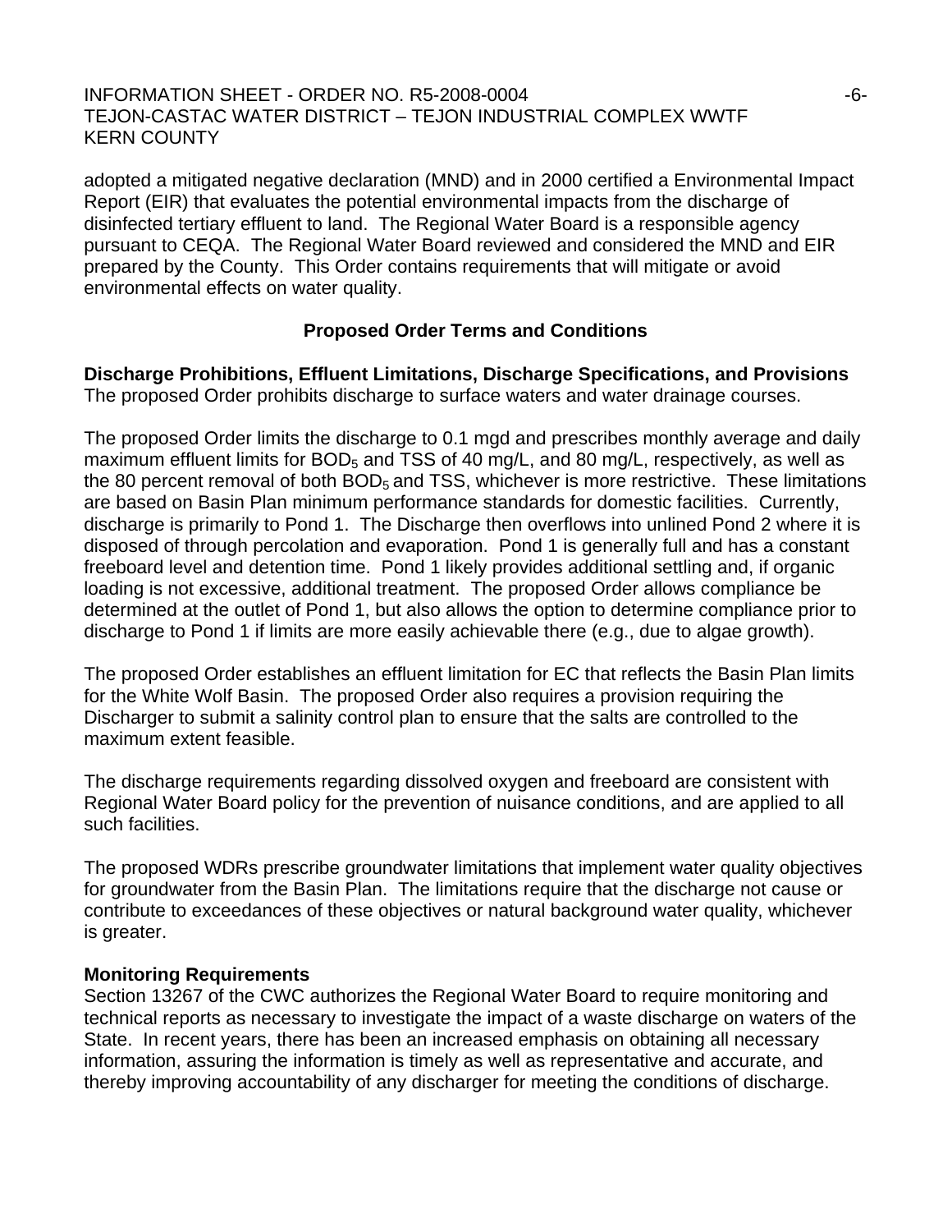adopted a mitigated negative declaration (MND) and in 2000 certified a Environmental Impact Report (EIR) that evaluates the potential environmental impacts from the discharge of disinfected tertiary effluent to land. The Regional Water Board is a responsible agency pursuant to CEQA. The Regional Water Board reviewed and considered the MND and EIR prepared by the County. This Order contains requirements that will mitigate or avoid environmental effects on water quality.

## Proposed Order Terms and Conditions

**Discharge Prohibitions, Effluent Limitations, Discharge Specifications, and Provisions**
The proposed Order prohibits discharge to surface waters and water drainage courses.

The proposed Order limits the discharge to 0.1 mgd and prescribes monthly average and daily maximum effluent limits for $BOD_5$ and TSS of 40 mg/L, and 80 mg/L, respectively, as well as the 80 percent removal of both $BOD_5$ and TSS, whichever is more restrictive. These limitations are based on Basin Plan minimum performance standards for domestic facilities. Currently, discharge is primarily to Pond 1. The Discharge then overflows into unlined Pond 2 where it is disposed of through percolation and evaporation. Pond 1 is generally full and has a constant freeboard level and detention time. Pond 1 likely provides additional settling and, if organic loading is not excessive, additional treatment. The proposed Order allows compliance be determined at the outlet of Pond 1, but also allows the option to determine compliance prior to discharge to Pond 1 if limits are more easily achievable there (e.g., due to algae growth).

The proposed Order establishes an effluent limitation for EC that reflects the Basin Plan limits for the White Wolf Basin. The proposed Order also requires a provision requiring the Discharger to submit a salinity control plan to ensure that the salts are controlled to the maximum extent feasible.

The discharge requirements regarding dissolved oxygen and freeboard are consistent with Regional Water Board policy for the prevention of nuisance conditions, and are applied to all such facilities.

The proposed WDRs prescribe groundwater limitations that implement water quality objectives for groundwater from the Basin Plan. The limitations require that the discharge not cause or contribute to exceedances of these objectives or natural background water quality, whichever is greater.

**Monitoring Requirements**
Section 13267 of the CWC authorizes the Regional Water Board to require monitoring and technical reports as necessary to investigate the impact of a waste discharge on waters of the State. In recent years, there has been an increased emphasis on obtaining all necessary information, assuring the information is timely as well as representative and accurate, and thereby improving accountability of any discharger for meeting the conditions of discharge.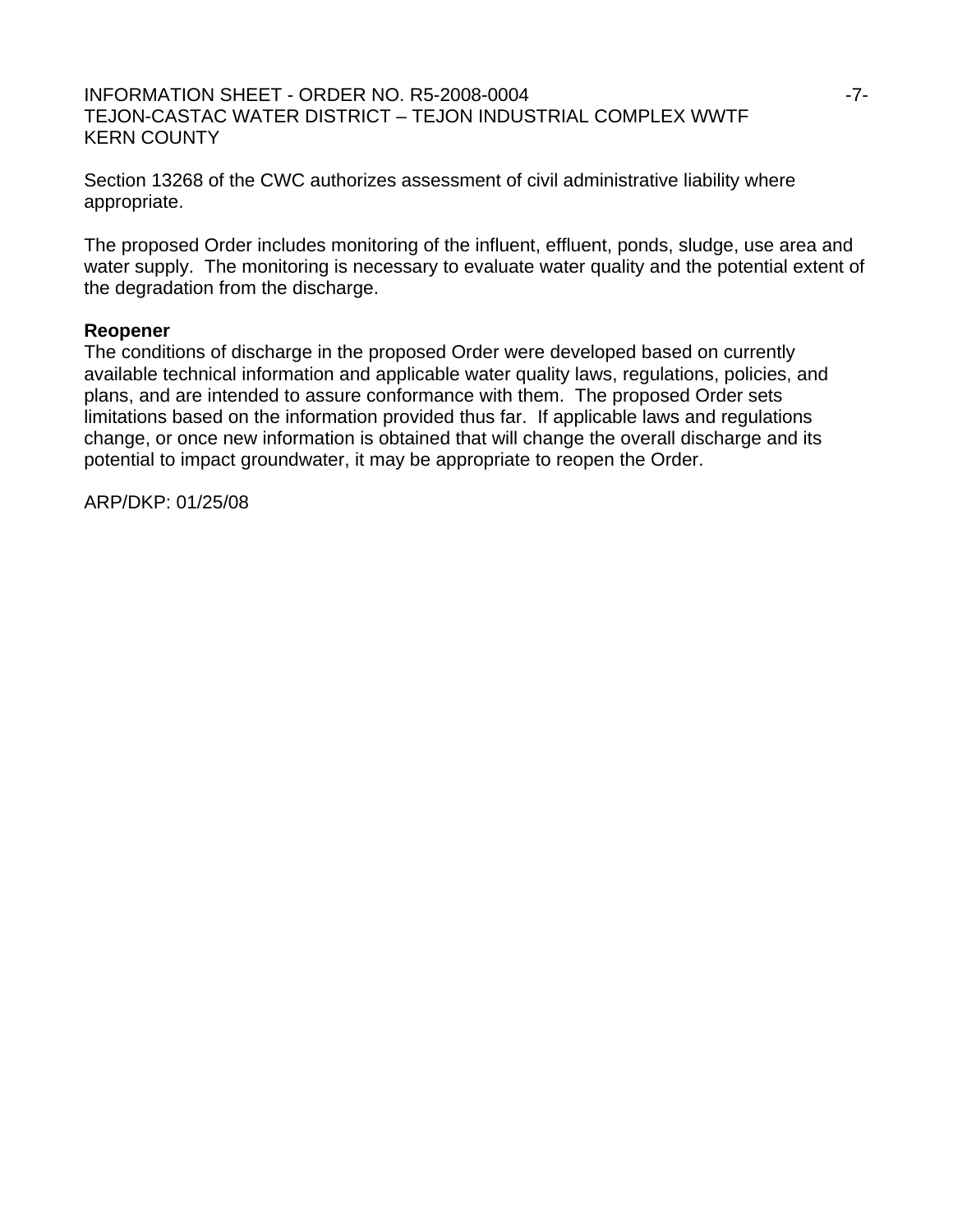Section 13268 of the CWC authorizes assessment of civil administrative liability where appropriate.

The proposed Order includes monitoring of the influent, effluent, ponds, sludge, use area and water supply. The monitoring is necessary to evaluate water quality and the potential extent of the degradation from the discharge.

**Reopener**

The conditions of discharge in the proposed Order were developed based on currently available technical information and applicable water quality laws, regulations, policies, and plans, and are intended to assure conformance with them. The proposed Order sets limitations based on the information provided thus far. If applicable laws and regulations change, or once new information is obtained that will change the overall discharge and its potential to impact groundwater, it may be appropriate to reopen the Order.

ARP/DKP: 01/25/08